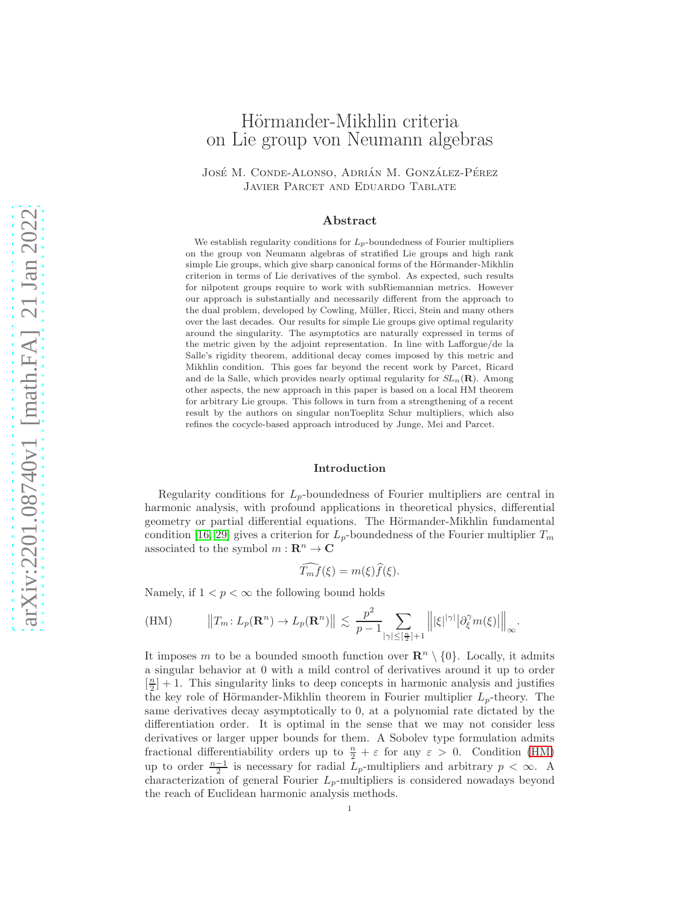# Hörmander-Mikhlin criteria on Lie group von Neumann algebras

José M. Conde-Alonso, Adrián M. González-Pérez
Javier Parcet and Eduardo Tablate

## Abstract

We establish regularity conditions for $L_p$-boundedness of Fourier multipliers on the group von Neumann algebras of stratified Lie groups and high rank simple Lie groups, which give sharp canonical forms of the Hörmander-Mikhlin criterion in terms of Lie derivatives of the symbol. As expected, such results for nilpotent groups require to work with subRiemannian metrics. However our approach is substantially and necessarily different from the approach to the dual problem, developed by Cowling, Müller, Ricci, Stein and many others over the last decades. Our results for simple Lie groups give optimal regularity around the singularity. The asymptotics are naturally expressed in terms of the metric given by the adjoint representation. In line with Lafforgue/de la Salle's rigidity theorem, additional decay comes imposed by this metric and Mikhlin condition. This goes far beyond the recent work by Parcet, Ricard and de la Salle, which provides nearly optimal regularity for $SL_n(\mathbf{R})$. Among other aspects, the new approach in this paper is based on a local HM theorem for arbitrary Lie groups. This follows in turn from a strengthening of a recent result by the authors on singular nonToeplitz Schur multipliers, which also refines the cocycle-based approach introduced by Junge, Mei and Parcet.

## Introduction

Regularity conditions for $L_p$-boundedness of Fourier multipliers are central in harmonic analysis, with profound applications in theoretical physics, differential geometry or partial differential equations. The Hörmander-Mikhlin fundamental condition [16, 29] gives a criterion for $L_p$-boundedness of the Fourier multiplier $T_m$ associated to the symbol $m : \mathbf{R}^n \to \mathbf{C}$

$$\widehat{T_m f}(\xi) = m(\xi)\widehat{f}(\xi).$$

Namely, if $1 < p < \infty$ the following bound holds

$$\text{(HM)} \qquad \big\| T_m \colon L_p(\mathbf{R}^n) \to L_p(\mathbf{R}^n) \big\| \lesssim \frac{p^2}{p-1} \sum_{|\gamma| \le [\frac{n}{2}]+1} \Big\| |\xi|^{|\gamma|} \big| \partial_\xi^\gamma m(\xi) \big| \Big\|_\infty.$$

It imposes $m$ to be a bounded smooth function over $\mathbf{R}^n \setminus \{0\}$. Locally, it admits a singular behavior at 0 with a mild control of derivatives around it up to order $[\frac{n}{2}] + 1$. This singularity links to deep concepts in harmonic analysis and justifies the key role of Hörmander-Mikhlin theorem in Fourier multiplier $L_p$-theory. The same derivatives decay asymptotically to 0, at a polynomial rate dictated by the differentiation order. It is optimal in the sense that we may not consider less derivatives or larger upper bounds for them. A Sobolev type formulation admits fractional differentiability orders up to $\frac{n}{2} + \varepsilon$ for any $\varepsilon > 0$. Condition (HM) up to order $\frac{n-1}{2}$ is necessary for radial $L_p$-multipliers and arbitrary $p < \infty$. A characterization of general Fourier $L_p$-multipliers is considered nowadays beyond the reach of Euclidean harmonic analysis methods.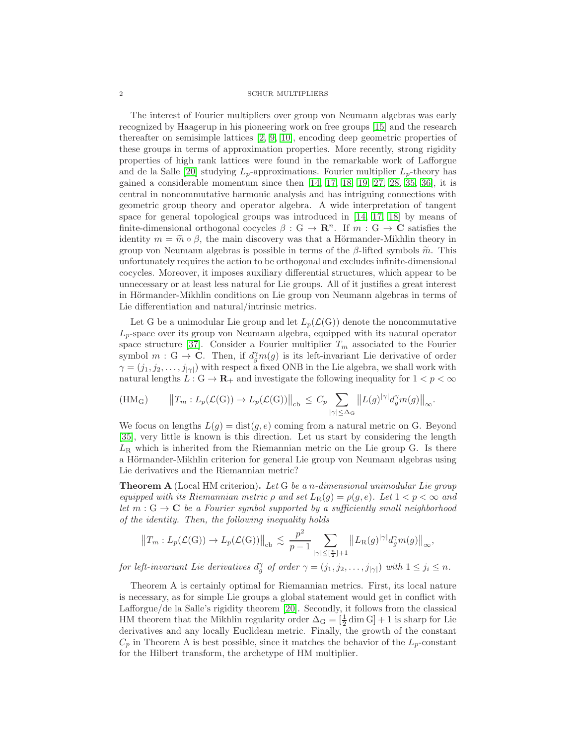The interest of Fourier multipliers over group von Neumann algebras was early recognized by Haagerup in his pioneering work on free groups [15] and the research thereafter on semisimple lattices [2, 9, 10], encoding deep geometric properties of these groups in terms of approximation properties. More recently, strong rigidity properties of high rank lattices were found in the remarkable work of Lafforgue and de la Salle [20] studying $L_p$-approximations. Fourier multiplier $L_p$-theory has gained a considerable momentum since then [14, 17, 18, 19, 27, 28, 35, 36], it is central in noncommutative harmonic analysis and has intriguing connections with geometric group theory and operator algebra. A wide interpretation of tangent space for general topological groups was introduced in [14, 17, 18] by means of finite-dimensional orthogonal cocycles $\beta : \mathrm{G} \to \mathbf{R}^n$. If $m : \mathrm{G} \to \mathbf{C}$ satisfies the identity $m = \widetilde{m} \circ \beta$, the main discovery was that a Hörmander-Mikhlin theory in group von Neumann algebras is possible in terms of the $\beta$-lifted symbols $\widetilde{m}$. This unfortunately requires the action to be orthogonal and excludes infinite-dimensional cocycles. Moreover, it imposes auxiliary differential structures, which appear to be unnecessary or at least less natural for Lie groups. All of it justifies a great interest in Hörmander-Mikhlin conditions on Lie group von Neumann algebras in terms of Lie differentiation and natural/intrinsic metrics.

Let G be a unimodular Lie group and let $L_p(\mathcal{L}(\mathrm{G}))$ denote the noncommutative $L_p$-space over its group von Neumann algebra, equipped with its natural operator space structure [37]. Consider a Fourier multiplier $T_m$ associated to the Fourier symbol $m : \mathrm{G} \to \mathbf{C}$. Then, if $d_g^\gamma m(g)$ is its left-invariant Lie derivative of order $\gamma = (j_1, j_2, \ldots, j_{|\gamma|})$ with respect a fixed ONB in the Lie algebra, we shall work with natural lengths $L : \mathrm{G} \to \mathbf{R}_+$ and investigate the following inequality for $1 < p < \infty$

$$(\mathrm{HM_G}) \qquad \big\| T_m : L_p(\mathcal{L}(\mathrm{G})) \to L_p(\mathcal{L}(\mathrm{G})) \big\|_{\mathrm{cb}} \, \le \, C_p \sum_{|\gamma| \le \Delta_{\mathrm{G}}} \big\| L(g)^{|\gamma|} d_g^\gamma m(g) \big\|_\infty.$$

We focus on lengths $L(g) = \mathrm{dist}(g, e)$ coming from a natural metric on G. Beyond [35], very little is known is this direction. Let us start by considering the length $L_{\mathrm{R}}$ which is inherited from the Riemannian metric on the Lie group G. Is there a Hörmander-Mikhlin criterion for general Lie group von Neumann algebras using Lie derivatives and the Riemannian metric?

**Theorem A** (Local HM criterion)**.** *Let* G *be a* $n$*-dimensional unimodular Lie group equipped with its Riemannian metric* $\rho$ *and set* $L_{\mathrm{R}}(g) = \rho(g, e)$*. Let* $1 < p < \infty$ *and let* $m : \mathrm{G} \to \mathbf{C}$ *be a Fourier symbol supported by a sufficiently small neighborhood of the identity. Then, the following inequality holds*

$$\big\| T_m : L_p(\mathcal{L}(\mathrm{G})) \to L_p(\mathcal{L}(\mathrm{G})) \big\|_{\mathrm{cb}} \, \lesssim \, \frac{p^2}{p-1} \sum_{|\gamma| \le [\frac{n}{2}]+1} \big\| L_{\mathrm{R}}(g)^{|\gamma|} d_g^\gamma m(g) \big\|_\infty,$$

*for left-invariant Lie derivatives* $d_g^\gamma$ *of order* $\gamma = (j_1, j_2, \ldots, j_{|\gamma|})$ *with* $1 \le j_i \le n$*.*

Theorem A is certainly optimal for Riemannian metrics. First, its local nature is necessary, as for simple Lie groups a global statement would get in conflict with Lafforgue/de la Salle's rigidity theorem [20]. Secondly, it follows from the classical HM theorem that the Mikhlin regularity order $\Delta_{\mathrm{G}} = [\frac{1}{2} \dim \mathrm{G}] + 1$ is sharp for Lie derivatives and any locally Euclidean metric. Finally, the growth of the constant $C_p$ in Theorem A is best possible, since it matches the behavior of the $L_p$-constant for the Hilbert transform, the archetype of HM multiplier.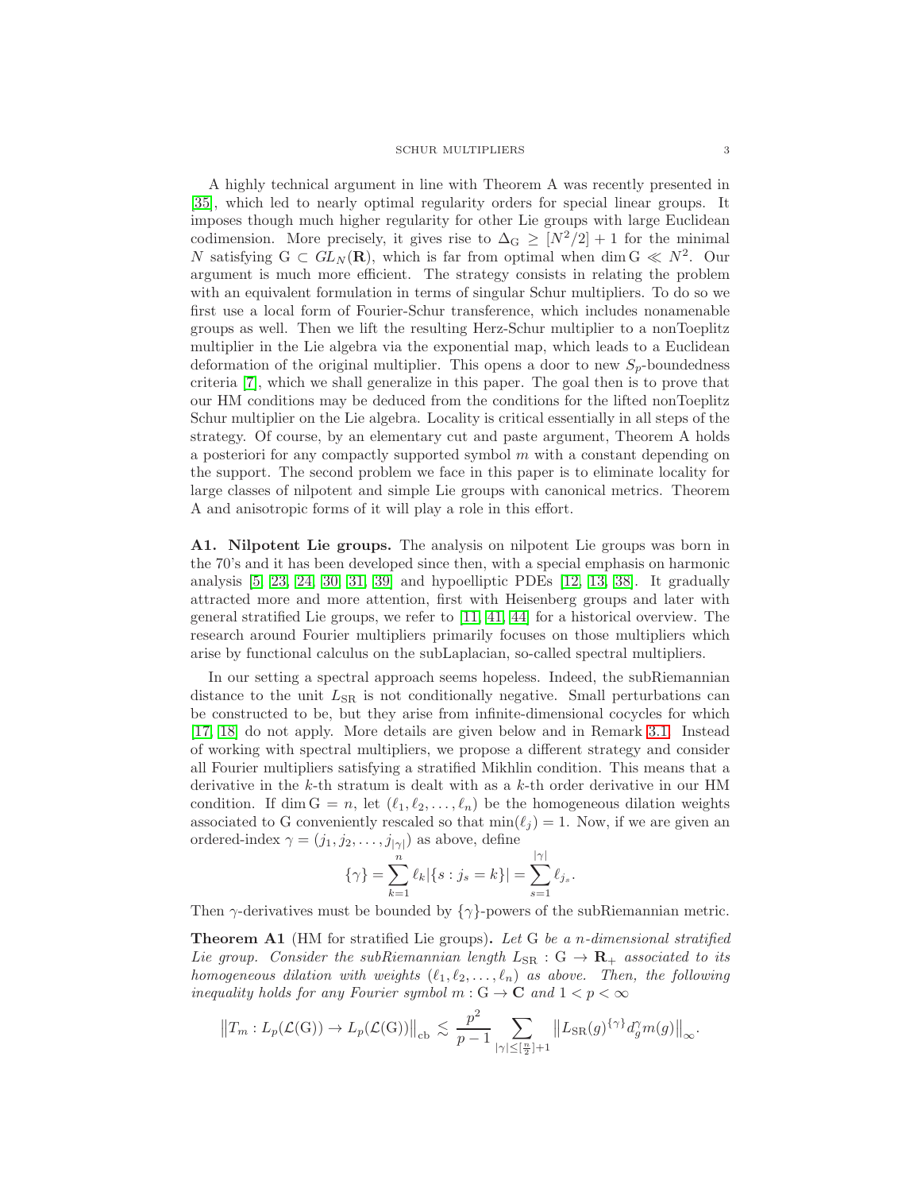A highly technical argument in line with Theorem A was recently presented in [35], which led to nearly optimal regularity orders for special linear groups. It imposes though much higher regularity for other Lie groups with large Euclidean codimension. More precisely, it gives rise to $\Delta_{\mathrm{G}} \geq [N^2/2]+1$ for the minimal $N$ satisfying $\mathrm{G} \subset GL_N(\mathbf{R})$, which is far from optimal when $\dim \mathrm{G} \ll N^2$. Our argument is much more efficient. The strategy consists in relating the problem with an equivalent formulation in terms of singular Schur multipliers. To do so we first use a local form of Fourier-Schur transference, which includes nonamenable groups as well. Then we lift the resulting Herz-Schur multiplier to a nonToeplitz multiplier in the Lie algebra via the exponential map, which leads to a Euclidean deformation of the original multiplier. This opens a door to new $S_p$-boundedness criteria [7], which we shall generalize in this paper. The goal then is to prove that our HM conditions may be deduced from the conditions for the lifted nonToeplitz Schur multiplier on the Lie algebra. Locality is critical essentially in all steps of the strategy. Of course, by an elementary cut and paste argument, Theorem A holds a posteriori for any compactly supported symbol $m$ with a constant depending on the support. The second problem we face in this paper is to eliminate locality for large classes of nilpotent and simple Lie groups with canonical metrics. Theorem A and anisotropic forms of it will play a role in this effort.

**A1. Nilpotent Lie groups.** The analysis on nilpotent Lie groups was born in the 70's and it has been developed since then, with a special emphasis on harmonic analysis [5, 23, 24, 30, 31, 39] and hypoelliptic PDEs [12, 13, 38]. It gradually attracted more and more attention, first with Heisenberg groups and later with general stratified Lie groups, we refer to [11, 41, 44] for a historical overview. The research around Fourier multipliers primarily focuses on those multipliers which arise by functional calculus on the subLaplacian, so-called spectral multipliers.

In our setting a spectral approach seems hopeless. Indeed, the subRiemannian distance to the unit $L_{\mathrm{SR}}$ is not conditionally negative. Small perturbations can be constructed to be, but they arise from infinite-dimensional cocycles for which [17, 18] do not apply. More details are given below and in Remark 3.1. Instead of working with spectral multipliers, we propose a different strategy and consider all Fourier multipliers satisfying a stratified Mikhlin condition. This means that a derivative in the $k$-th stratum is dealt with as a $k$-th order derivative in our HM condition. If $\dim \mathrm{G} = n$, let $(\ell_1, \ell_2, \ldots, \ell_n)$ be the homogeneous dilation weights associated to G conveniently rescaled so that $\min(\ell_j) = 1$. Now, if we are given an ordered-index $\gamma = (j_1, j_2, \ldots, j_{|\gamma|})$ as above, define

$$\{\gamma\} = \sum_{k=1}^{n} \ell_k |\{s : j_s = k\}| = \sum_{s=1}^{|\gamma|} \ell_{j_s}.$$

Then $\gamma$-derivatives must be bounded by $\{\gamma\}$-powers of the subRiemannian metric.

**Theorem A1** (HM for stratified Lie groups)**.** *Let* G *be a $n$-dimensional stratified Lie group. Consider the subRiemannian length $L_{\mathrm{SR}} : \mathrm{G} \to \mathbf{R}_+$ associated to its homogeneous dilation with weights $(\ell_1, \ell_2, \ldots, \ell_n)$ as above. Then, the following inequality holds for any Fourier symbol $m : \mathrm{G} \to \mathbf{C}$ and $1 < p < \infty$*

$$\big\| T_m : L_p(\mathcal{L}(\mathrm{G})) \to L_p(\mathcal{L}(\mathrm{G})) \big\|_{\mathrm{cb}} \lesssim \frac{p^2}{p-1} \sum_{|\gamma| \leq [\frac{n}{2}]+1} \big\| L_{\mathrm{SR}}(g)^{\{\gamma\}} d_g^{\gamma} m(g) \big\|_{\infty}.$$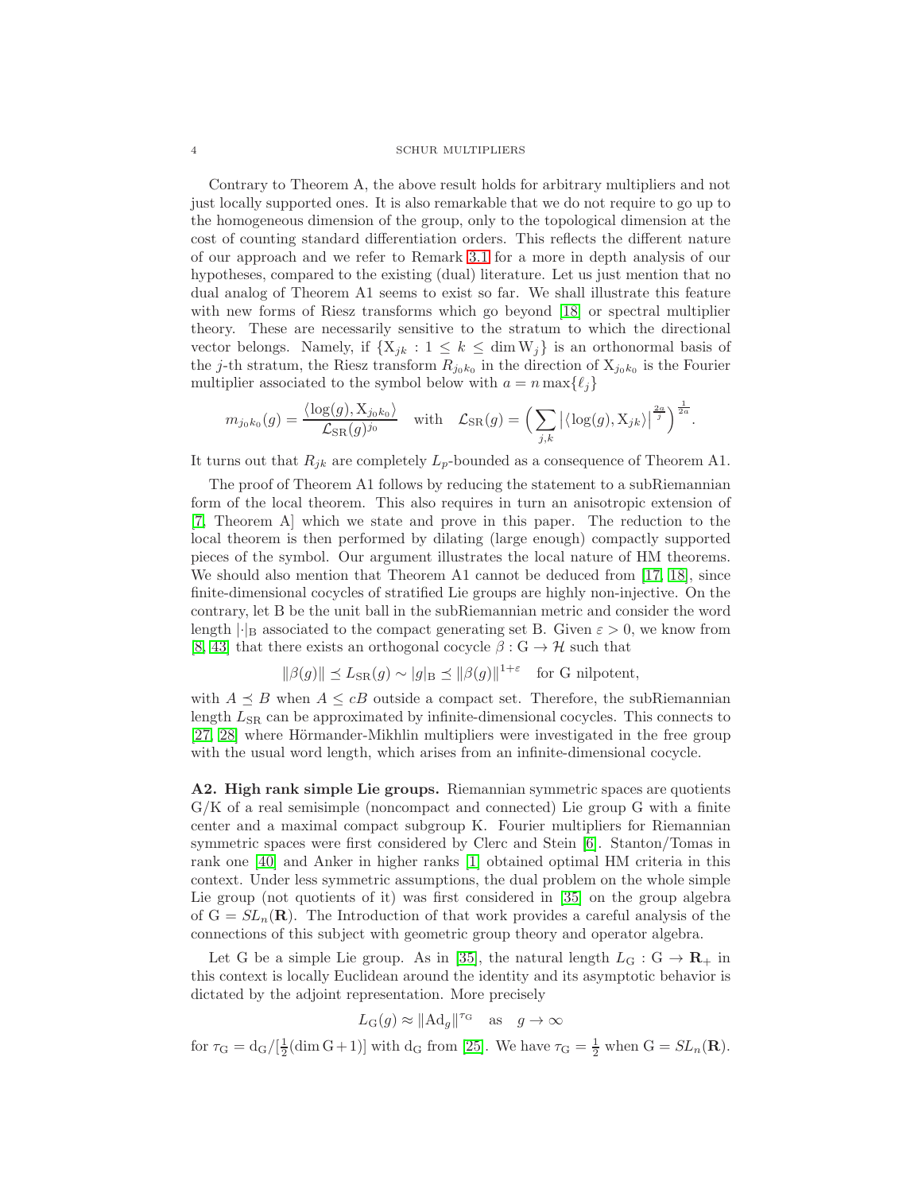Contrary to Theorem A, the above result holds for arbitrary multipliers and not just locally supported ones. It is also remarkable that we do not require to go up to the homogeneous dimension of the group, only to the topological dimension at the cost of counting standard differentiation orders. This reflects the different nature of our approach and we refer to Remark 3.1 for a more in depth analysis of our hypotheses, compared to the existing (dual) literature. Let us just mention that no dual analog of Theorem A1 seems to exist so far. We shall illustrate this feature with new forms of Riesz transforms which go beyond [18] or spectral multiplier theory. These are necessarily sensitive to the stratum to which the directional vector belongs. Namely, if $\{X_{jk} : 1 \leq k \leq \dim W_j\}$ is an orthonormal basis of the $j$-th stratum, the Riesz transform $R_{j_0 k_0}$ in the direction of $X_{j_0 k_0}$ is the Fourier multiplier associated to the symbol below with $a = n \max\{\ell_j\}$

$$m_{j_0 k_0}(g) = \frac{\langle \log(g), X_{j_0 k_0} \rangle}{\mathcal{L}_{\mathrm{SR}}(g)^{j_0}} \quad \text{with} \quad \mathcal{L}_{\mathrm{SR}}(g) = \Big( \sum_{j,k} \big| \langle \log(g), X_{jk} \rangle \big|^{\frac{2a}{j}} \Big)^{\frac{1}{2a}}.$$

It turns out that $R_{jk}$ are completely $L_p$-bounded as a consequence of Theorem A1.

The proof of Theorem A1 follows by reducing the statement to a subRiemannian form of the local theorem. This also requires in turn an anisotropic extension of [7, Theorem A] which we state and prove in this paper. The reduction to the local theorem is then performed by dilating (large enough) compactly supported pieces of the symbol. Our argument illustrates the local nature of HM theorems. We should also mention that Theorem A1 cannot be deduced from [17, 18], since finite-dimensional cocycles of stratified Lie groups are highly non-injective. On the contrary, let B be the unit ball in the subRiemannian metric and consider the word length $|\cdot|_{\mathrm{B}}$ associated to the compact generating set B. Given $\varepsilon > 0$, we know from [8, 43] that there exists an orthogonal cocycle $\beta : \mathrm{G} \to \mathcal{H}$ such that

$$\|\beta(g)\| \preceq L_{\mathrm{SR}}(g) \sim |g|_{\mathrm{B}} \preceq \|\beta(g)\|^{1+\varepsilon} \quad \text{for G nilpotent},$$

with $A \preceq B$ when $A \leq cB$ outside a compact set. Therefore, the subRiemannian length $L_{\mathrm{SR}}$ can be approximated by infinite-dimensional cocycles. This connects to [27, 28] where Hörmander-Mikhlin multipliers were investigated in the free group with the usual word length, which arises from an infinite-dimensional cocycle.

**A2. High rank simple Lie groups.** Riemannian symmetric spaces are quotients G/K of a real semisimple (noncompact and connected) Lie group G with a finite center and a maximal compact subgroup K. Fourier multipliers for Riemannian symmetric spaces were first considered by Clerc and Stein [6]. Stanton/Tomas in rank one [40] and Anker in higher ranks [1] obtained optimal HM criteria in this context. Under less symmetric assumptions, the dual problem on the whole simple Lie group (not quotients of it) was first considered in [35] on the group algebra of $\mathrm{G} = SL_n(\mathbf{R})$. The Introduction of that work provides a careful analysis of the connections of this subject with geometric group theory and operator algebra.

Let G be a simple Lie group. As in [35], the natural length $L_{\mathrm{G}} : \mathrm{G} \to \mathbf{R}_+$ in this context is locally Euclidean around the identity and its asymptotic behavior is dictated by the adjoint representation. More precisely

$$L_{\mathrm{G}}(g) \approx \|\mathrm{Ad}_g\|^{\tau_{\mathrm{G}}} \quad \text{as} \quad g \to \infty$$

for $\tau_{\mathrm{G}} = \mathrm{d}_{\mathrm{G}} / [\frac{1}{2}(\dim \mathrm{G} + 1)]$ with $\mathrm{d}_{\mathrm{G}}$ from [25]. We have $\tau_{\mathrm{G}} = \frac{1}{2}$ when $\mathrm{G} = SL_n(\mathbf{R})$.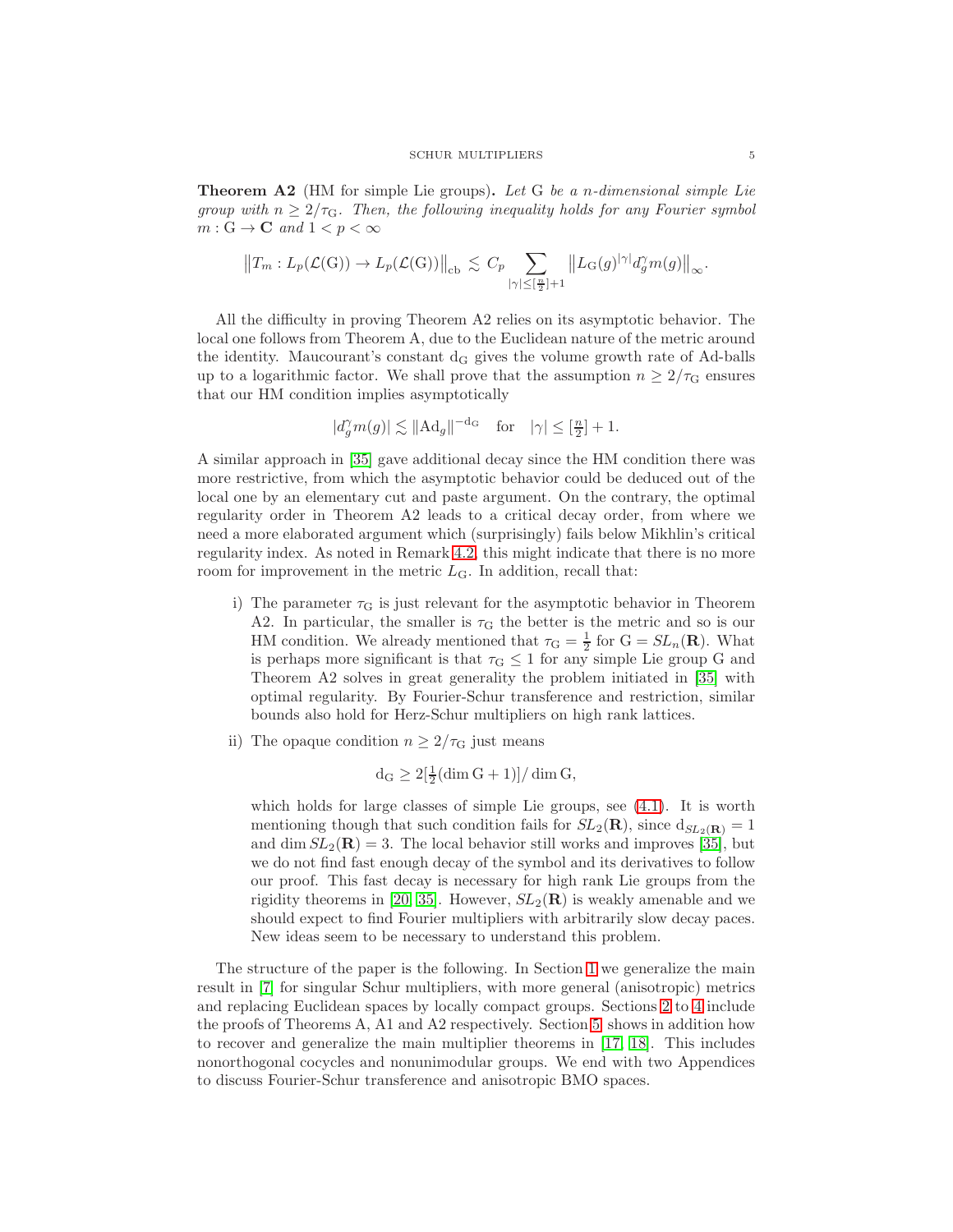**Theorem A2** (HM for simple Lie groups)**.** *Let* $\mathrm{G}$ *be a* $n$*-dimensional simple Lie group with* $n \geq 2/\tau_{\mathrm{G}}$*. Then, the following inequality holds for any Fourier symbol* $m : \mathrm{G} \to \mathbf{C}$ *and* $1 < p < \infty$

$$\big\| T_m : L_p(\mathcal{L}(\mathrm{G})) \to L_p(\mathcal{L}(\mathrm{G})) \big\|_{\mathrm{cb}} \lesssim C_p \sum_{|\gamma| \leq [\frac{n}{2}]+1} \big\| L_{\mathrm{G}}(g)^{|\gamma|} d_g^{\gamma} m(g) \big\|_{\infty}.$$

All the difficulty in proving Theorem A2 relies on its asymptotic behavior. The local one follows from Theorem A, due to the Euclidean nature of the metric around the identity. Maucourant's constant $\mathrm{d}_{\mathrm{G}}$ gives the volume growth rate of Ad-balls up to a logarithmic factor. We shall prove that the assumption $n \geq 2/\tau_{\mathrm{G}}$ ensures that our HM condition implies asymptotically

$$|d_g^{\gamma} m(g)| \lesssim \|\mathrm{Ad}_g\|^{-\mathrm{d}_{\mathrm{G}}} \quad \text{for} \quad |\gamma| \leq [\tfrac{n}{2}] + 1.$$

A similar approach in [35] gave additional decay since the HM condition there was more restrictive, from which the asymptotic behavior could be deduced out of the local one by an elementary cut and paste argument. On the contrary, the optimal regularity order in Theorem A2 leads to a critical decay order, from where we need a more elaborated argument which (surprisingly) fails below Mikhlin's critical regularity index. As noted in Remark 4.2, this might indicate that there is no more room for improvement in the metric $L_{\mathrm{G}}$. In addition, recall that:

i) The parameter $\tau_{\mathrm{G}}$ is just relevant for the asymptotic behavior in Theorem A2. In particular, the smaller is $\tau_{\mathrm{G}}$ the better is the metric and so is our HM condition. We already mentioned that $\tau_{\mathrm{G}} = \frac{1}{2}$ for $\mathrm{G} = SL_n(\mathbf{R})$. What is perhaps more significant is that $\tau_{\mathrm{G}} \leq 1$ for any simple Lie group $\mathrm{G}$ and Theorem A2 solves in great generality the problem initiated in [35] with optimal regularity. By Fourier-Schur transference and restriction, similar bounds also hold for Herz-Schur multipliers on high rank lattices.

ii) The opaque condition $n \geq 2/\tau_{\mathrm{G}}$ just means

$$\mathrm{d}_{\mathrm{G}} \geq 2[\tfrac{1}{2}(\dim \mathrm{G} + 1)]/\dim \mathrm{G},$$

which holds for large classes of simple Lie groups, see (4.1). It is worth mentioning though that such condition fails for $SL_2(\mathbf{R})$, since $\mathrm{d}_{SL_2(\mathbf{R})} = 1$ and $\dim SL_2(\mathbf{R}) = 3$. The local behavior still works and improves [35], but we do not find fast enough decay of the symbol and its derivatives to follow our proof. This fast decay is necessary for high rank Lie groups from the rigidity theorems in [20, 35]. However, $SL_2(\mathbf{R})$ is weakly amenable and we should expect to find Fourier multipliers with arbitrarily slow decay paces. New ideas seem to be necessary to understand this problem.

The structure of the paper is the following. In Section 1 we generalize the main result in [7] for singular Schur multipliers, with more general (anisotropic) metrics and replacing Euclidean spaces by locally compact groups. Sections 2 to 4 include the proofs of Theorems A, A1 and A2 respectively. Section 5 shows in addition how to recover and generalize the main multiplier theorems in [17, 18]. This includes nonorthogonal cocycles and nonunimodular groups. We end with two Appendices to discuss Fourier-Schur transference and anisotropic BMO spaces.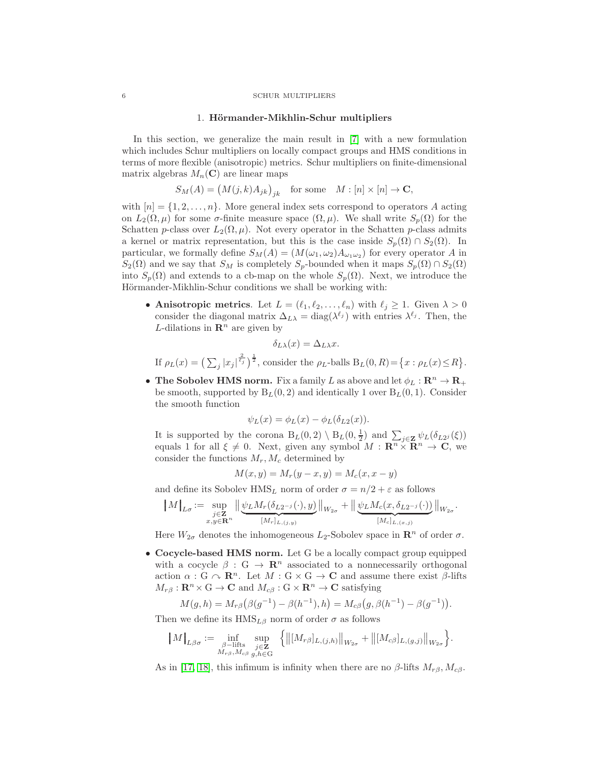## 1. Hörmander-Mikhlin-Schur multipliers

In this section, we generalize the main result in [7] with a new formulation which includes Schur multipliers on locally compact groups and HMS conditions in terms of more flexible (anisotropic) metrics. Schur multipliers on finite-dimensional matrix algebras $M_n(\mathbf{C})$ are linear maps

$$S_M(A) = \big(M(j,k)A_{jk}\big)_{jk} \quad \text{for some} \quad M : [n] \times [n] \to \mathbf{C},$$

with $[n] = \{1, 2, \ldots, n\}$. More general index sets correspond to operators $A$ acting on $L_2(\Omega, \mu)$ for some $\sigma$-finite measure space $(\Omega, \mu)$. We shall write $S_p(\Omega)$ for the Schatten $p$-class over $L_2(\Omega, \mu)$. Not every operator in the Schatten $p$-class admits a kernel or matrix representation, but this is the case inside $S_p(\Omega) \cap S_2(\Omega)$. In particular, we formally define $S_M(A) = (M(\omega_1, \omega_2)A_{\omega_1\omega_2})$ for every operator $A$ in $S_2(\Omega)$ and we say that $S_M$ is completely $S_p$-bounded when it maps $S_p(\Omega) \cap S_2(\Omega)$ into $S_p(\Omega)$ and extends to a cb-map on the whole $S_p(\Omega)$. Next, we introduce the Hörmander-Mikhlin-Schur conditions we shall be working with:

- **Anisotropic metrics**. Let $L = (\ell_1, \ell_2, \ldots, \ell_n)$ with $\ell_j \geq 1$. Given $\lambda > 0$ consider the diagonal matrix $\Delta_{L\lambda} = \mathrm{diag}(\lambda^{\ell_j})$ with entries $\lambda^{\ell_j}$. Then, the $L$-dilations in $\mathbf{R}^n$ are given by

$$\delta_{L\lambda}(x) = \Delta_{L\lambda} x.$$

  If $\rho_L(x) = \big(\sum_j |x_j|^{\frac{2}{\ell_j}}\big)^{\frac{1}{2}}$, consider the $\rho_L$-balls $\mathrm{B}_L(0,R) = \big\{x : \rho_L(x) \leq R\big\}$.

- **The Sobolev HMS norm.** Fix a family $L$ as above and let $\phi_L : \mathbf{R}^n \to \mathbf{R}_+$ be smooth, supported by $\mathrm{B}_L(0,2)$ and identically 1 over $\mathrm{B}_L(0,1)$. Consider the smooth function

$$\psi_L(x) = \phi_L(x) - \phi_L(\delta_{L2}(x)).$$

  It is supported by the corona $\mathrm{B}_L(0,2) \setminus \mathrm{B}_L(0, \frac{1}{2})$ and $\sum_{j \in \mathbf{Z}} \psi_L(\delta_{L2^j}(\xi))$ equals 1 for all $\xi \neq 0$. Next, given any symbol $M : \mathbf{R}^n \times \mathbf{R}^n \to \mathbf{C}$, we consider the functions $M_r, M_c$ determined by

$$M(x,y) = M_r(y-x, y) = M_c(x, x-y)$$

  and define its Sobolev $\mathrm{HMS}_L$ norm of order $\sigma = n/2 + \varepsilon$ as follows

$$\big|M\big|_{L\sigma} := \sup_{\substack{j \in \mathbf{Z} \\ x,y \in \mathbf{R}^n}} \big\| \underbrace{\psi_L M_r(\delta_{L2^{-j}}(\cdot), y)}_{[M_r]_{L,(j,y)}} \big\|_{W_{2\sigma}} + \big\| \underbrace{\psi_L M_c(x, \delta_{L2^{-j}}(\cdot))}_{[M_c]_{L,(x,j)}} \big\|_{W_{2\sigma}}.$$

  Here $W_{2\sigma}$ denotes the inhomogeneous $L_2$-Sobolev space in $\mathbf{R}^n$ of order $\sigma$.

- **Cocycle-based HMS norm.** Let $\mathrm{G}$ be a locally compact group equipped with a cocycle $\beta : \mathrm{G} \to \mathbf{R}^n$ associated to a nonnecessarily orthogonal action $\alpha : \mathrm{G} \curvearrowright \mathbf{R}^n$. Let $M : \mathrm{G} \times \mathrm{G} \to \mathbf{C}$ and assume there exist $\beta$-lifts $M_{r\beta} : \mathbf{R}^n \times \mathrm{G} \to \mathbf{C}$ and $M_{c\beta} : \mathrm{G} \times \mathbf{R}^n \to \mathbf{C}$ satisfying

$$M(g,h) = M_{r\beta}\big(\beta(g^{-1}) - \beta(h^{-1}), h\big) = M_{c\beta}\big(g, \beta(h^{-1}) - \beta(g^{-1})\big).$$

  Then we define its $\mathrm{HMS}_{L\beta}$ norm of order $\sigma$ as follows

$$\big|M\big|_{L\beta\sigma} := \inf_{\substack{\beta-\text{lifts} \\ M_{r\beta}, M_{c\beta}}} \sup_{\substack{j \in \mathbf{Z} \\ g,h \in \mathrm{G}}} \Big\{ \big\|[M_{r\beta}]_{L,(j,h)}\big\|_{W_{2\sigma}} + \big\|[M_{c\beta}]_{L,(g,j)}\big\|_{W_{2\sigma}} \Big\}.$$

  As in [17, 18], this infimum is infinity when there are no $\beta$-lifts $M_{r\beta}, M_{c\beta}$.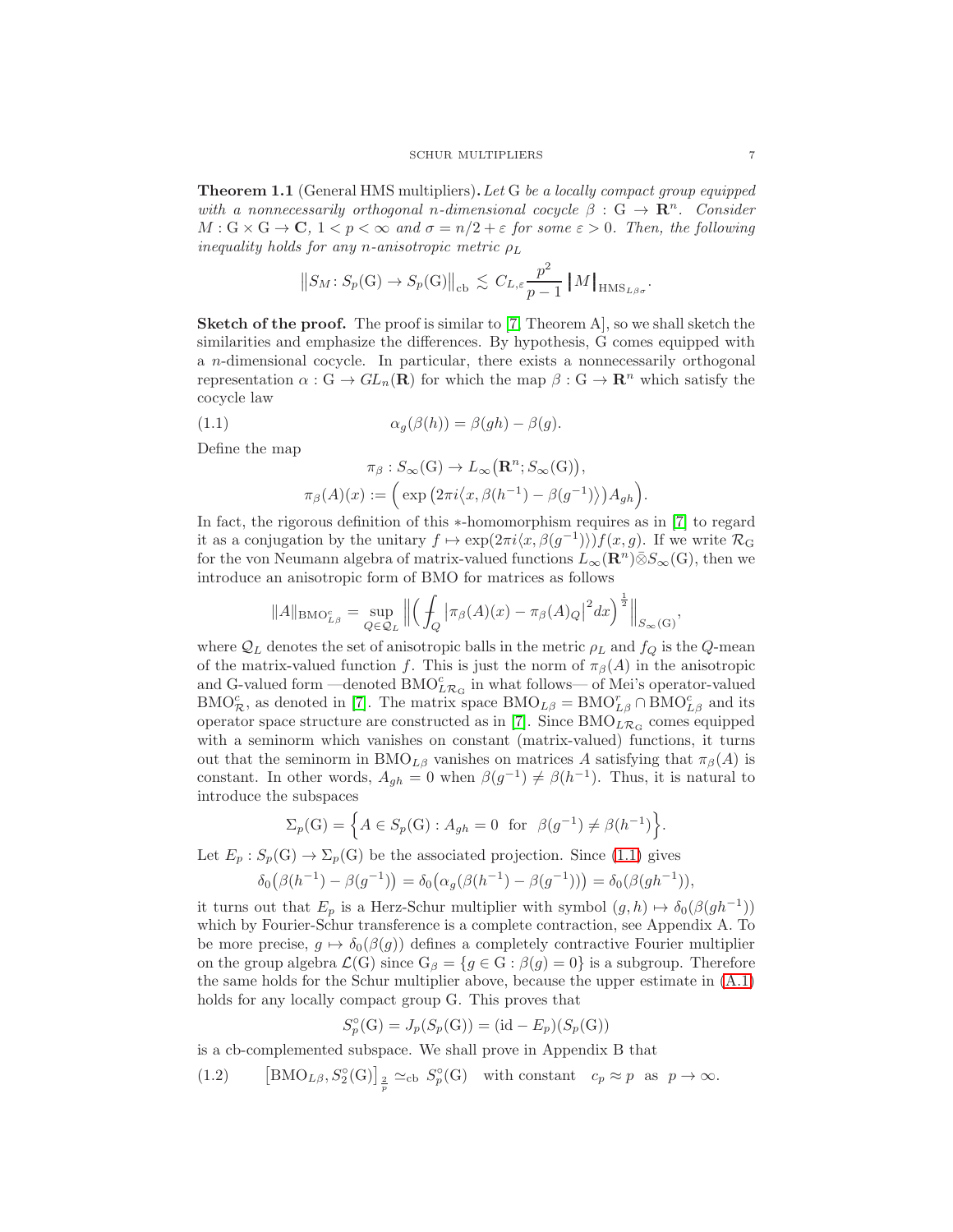**Theorem 1.1** (General HMS multipliers)**.** *Let* $\mathrm{G}$ *be a locally compact group equipped with a nonnecessarily orthogonal* $n$*-dimensional cocycle* $\beta : \mathrm{G} \to \mathbf{R}^n$*. Consider* $M : \mathrm{G} \times \mathrm{G} \to \mathbf{C}$*,* $1 < p < \infty$ *and* $\sigma = n/2 + \varepsilon$ *for some* $\varepsilon > 0$*. Then, the following inequality holds for any* $n$*-anisotropic metric* $\rho_L$

$$\big\| S_M \colon S_p(\mathrm{G}) \to S_p(\mathrm{G}) \big\|_{\mathrm{cb}} \lesssim C_{L,\varepsilon} \frac{p^2}{p-1} \, \big| M \big|_{\mathrm{HMS}_{L\beta\sigma}}.$$

**Sketch of the proof.** The proof is similar to [7, Theorem A], so we shall sketch the similarities and emphasize the differences. By hypothesis, G comes equipped with a $n$-dimensional cocycle. In particular, there exists a nonnecessarily orthogonal representation $\alpha : \mathrm{G} \to GL_n(\mathbf{R})$ for which the map $\beta : \mathrm{G} \to \mathbf{R}^n$ which satisfy the cocycle law

$$\alpha_g(\beta(h)) = \beta(gh) - \beta(g). \tag{1.1}$$

Define the map

$$\pi_\beta : S_\infty(\mathrm{G}) \to L_\infty\big(\mathbf{R}^n; S_\infty(\mathrm{G})\big),$$
$$\pi_\beta(A)(x) := \Big( \exp\big(2\pi i \langle x, \beta(h^{-1}) - \beta(g^{-1})\rangle\big) A_{gh} \Big).$$

In fact, the rigorous definition of this $*$-homomorphism requires as in [7] to regard it as a conjugation by the unitary $f \mapsto \exp(2\pi i \langle x, \beta(g^{-1})\rangle) f(x,g)$. If we write $\mathcal{R}_\mathrm{G}$ for the von Neumann algebra of matrix-valued functions $L_\infty(\mathbf{R}^n) \bar{\otimes} S_\infty(\mathrm{G})$, then we introduce an anisotropic form of BMO for matrices as follows

$$\|A\|_{\mathrm{BMO}^c_{L\beta}} = \sup_{Q \in \mathcal{Q}_L} \Big\| \Big( \fint_Q \big|\pi_\beta(A)(x) - \pi_\beta(A)_Q\big|^2 dx \Big)^{\frac12} \Big\|_{S_\infty(\mathrm{G})},$$

where $\mathcal{Q}_L$ denotes the set of anisotropic balls in the metric $\rho_L$ and $f_Q$ is the $Q$-mean of the matrix-valued function $f$. This is just the norm of $\pi_\beta(A)$ in the anisotropic and G-valued form —denoted $\mathrm{BMO}^c_{L\mathcal{R}_\mathrm{G}}$ in what follows— of Mei's operator-valued $\mathrm{BMO}^c_\mathcal{R}$, as denoted in [7]. The matrix space $\mathrm{BMO}_{L\beta} = \mathrm{BMO}^r_{L\beta} \cap \mathrm{BMO}^c_{L\beta}$ and its operator space structure are constructed as in [7]. Since $\mathrm{BMO}_{L\mathcal{R}_\mathrm{G}}$ comes equipped with a seminorm which vanishes on constant (matrix-valued) functions, it turns out that the seminorm in $\mathrm{BMO}_{L\beta}$ vanishes on matrices $A$ satisfying that $\pi_\beta(A)$ is constant. In other words, $A_{gh} = 0$ when $\beta(g^{-1}) \neq \beta(h^{-1})$. Thus, it is natural to introduce the subspaces

$$\Sigma_p(\mathrm{G}) = \Big\{ A \in S_p(\mathrm{G}) : A_{gh} = 0 \ \text{ for } \ \beta(g^{-1}) \neq \beta(h^{-1}) \Big\}.$$

Let $E_p : S_p(\mathrm{G}) \to \Sigma_p(\mathrm{G})$ be the associated projection. Since (1.1) gives

$$\delta_0\big(\beta(h^{-1}) - \beta(g^{-1})\big) = \delta_0\big(\alpha_g(\beta(h^{-1}) - \beta(g^{-1}))\big) = \delta_0(\beta(gh^{-1})),$$

it turns out that $E_p$ is a Herz-Schur multiplier with symbol $(g,h) \mapsto \delta_0(\beta(gh^{-1}))$ which by Fourier-Schur transference is a complete contraction, see Appendix A. To be more precise, $g \mapsto \delta_0(\beta(g))$ defines a completely contractive Fourier multiplier on the group algebra $\mathcal{L}(\mathrm{G})$ since $\mathrm{G}_\beta = \{g \in \mathrm{G} : \beta(g) = 0\}$ is a subgroup. Therefore the same holds for the Schur multiplier above, because the upper estimate in (A.1) holds for any locally compact group G. This proves that

$$S_p^\circ(\mathrm{G}) = J_p(S_p(\mathrm{G})) = (\mathrm{id} - E_p)(S_p(\mathrm{G}))$$

is a cb-complemented subspace. We shall prove in Appendix B that

$$\big[\mathrm{BMO}_{L\beta}, S_2^\circ(\mathrm{G})\big]_{\frac{2}{p}} \simeq_{\mathrm{cb}} S_p^\circ(\mathrm{G}) \quad \text{with constant} \quad c_p \approx p \ \text{ as } \ p \to \infty. \tag{1.2}$$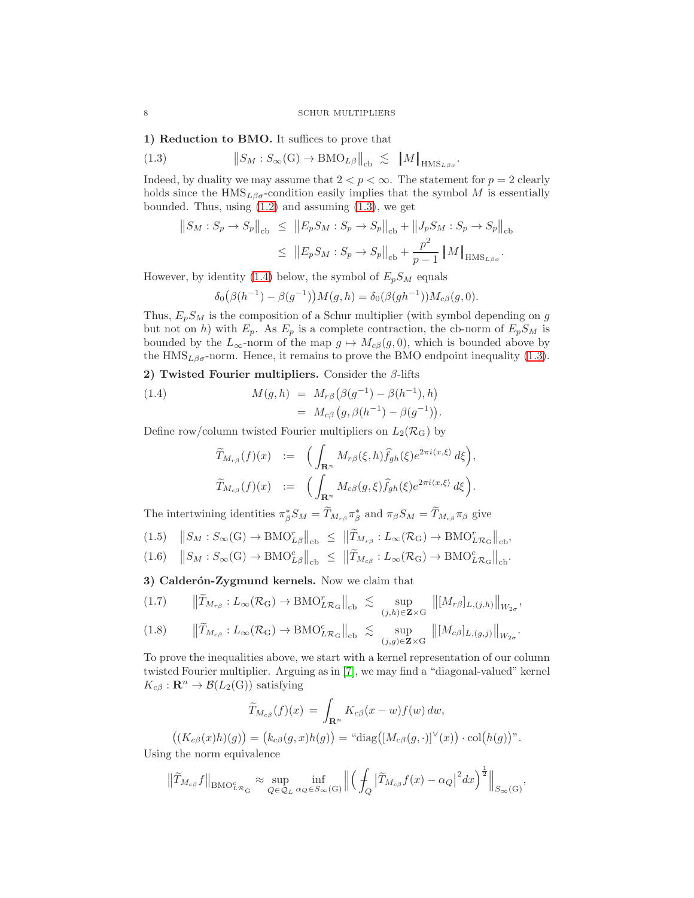**1) Reduction to BMO.** It suffices to prove that

$$\big\| S_M : S_\infty(\mathrm{G}) \to \mathrm{BMO}_{L\beta} \big\|_{\mathrm{cb}} \ \lesssim \ \big\bracevert M \big\bracevert_{\mathrm{HMS}_{L\beta\sigma}}. \tag{1.3}$$

Indeed, by duality we may assume that $2 < p < \infty$. The statement for $p = 2$ clearly holds since the $\mathrm{HMS}_{L\beta\sigma}$-condition easily implies that the symbol $M$ is essentially bounded. Thus, using (1.2) and assuming (1.3), we get

$$\begin{aligned} \big\| S_M : S_p \to S_p \big\|_{\mathrm{cb}} \ &\leq \ \big\| E_p S_M : S_p \to S_p \big\|_{\mathrm{cb}} + \big\| J_p S_M : S_p \to S_p \big\|_{\mathrm{cb}} \\ &\leq \ \big\| E_p S_M : S_p \to S_p \big\|_{\mathrm{cb}} + \frac{p^2}{p-1} \big\bracevert M \big\bracevert_{\mathrm{HMS}_{L\beta\sigma}}. \end{aligned}$$

However, by identity (1.4) below, the symbol of $E_p S_M$ equals

$$\delta_0\big(\beta(h^{-1}) - \beta(g^{-1})\big) M(g,h) = \delta_0(\beta(gh^{-1})) M_{c\beta}(g,0).$$

Thus, $E_p S_M$ is the composition of a Schur multiplier (with symbol depending on $g$ but not on $h$) with $E_p$. As $E_p$ is a complete contraction, the cb-norm of $E_p S_M$ is bounded by the $L_\infty$-norm of the map $g \mapsto M_{c\beta}(g,0)$, which is bounded above by the $\mathrm{HMS}_{L\beta\sigma}$-norm. Hence, it remains to prove the BMO endpoint inequality (1.3).

**2) Twisted Fourier multipliers.** Consider the $\beta$-lifts

$$\begin{aligned} M(g,h) \ &= \ M_{r\beta}\big(\beta(g^{-1}) - \beta(h^{-1}), h\big) \\ &= \ M_{c\beta}\big(g, \beta(h^{-1}) - \beta(g^{-1})\big). \end{aligned} \tag{1.4}$$

Define row/column twisted Fourier multipliers on $L_2(\mathcal{R}_\mathrm{G})$ by

$$\begin{aligned} \widetilde{T}_{M_{r\beta}}(f)(x) \ &:= \ \Big( \int_{\mathbf{R}^n} M_{r\beta}(\xi, h) \widehat{f}_{gh}(\xi) e^{2\pi i \langle x, \xi \rangle} \, d\xi \Big), \\ \widetilde{T}_{M_{c\beta}}(f)(x) \ &:= \ \Big( \int_{\mathbf{R}^n} M_{c\beta}(g, \xi) \widehat{f}_{gh}(\xi) e^{2\pi i \langle x, \xi \rangle} \, d\xi \Big). \end{aligned}$$

The intertwining identities $\pi_\beta^* S_M = \widetilde{T}_{M_{r\beta}} \pi_\beta^*$ and $\pi_\beta S_M = \widetilde{T}_{M_{c\beta}} \pi_\beta$ give

$$\big\| S_M : S_\infty(\mathrm{G}) \to \mathrm{BMO}_{L\beta}^r \big\|_{\mathrm{cb}} \ \leq \ \big\| \widetilde{T}_{M_{r\beta}} : L_\infty(\mathcal{R}_\mathrm{G}) \to \mathrm{BMO}_{L\mathcal{R}_\mathrm{G}}^r \big\|_{\mathrm{cb}}, \tag{1.5}$$

$$\big\| S_M : S_\infty(\mathrm{G}) \to \mathrm{BMO}_{L\beta}^c \big\|_{\mathrm{cb}} \ \leq \ \big\| \widetilde{T}_{M_{c\beta}} : L_\infty(\mathcal{R}_\mathrm{G}) \to \mathrm{BMO}_{L\mathcal{R}_\mathrm{G}}^c \big\|_{\mathrm{cb}}. \tag{1.6}$$

**3) Calderón-Zygmund kernels.** Now we claim that

$$\big\| \widetilde{T}_{M_{r\beta}} : L_\infty(\mathcal{R}_\mathrm{G}) \to \mathrm{BMO}_{L\mathcal{R}_\mathrm{G}}^r \big\|_{\mathrm{cb}} \ \lesssim \ \sup_{(j,h) \in \mathbf{Z} \times \mathrm{G}} \big\| [M_{r\beta}]_{L,(j,h)} \big\|_{W_{2\sigma}}, \tag{1.7}$$

$$\big\| \widetilde{T}_{M_{c\beta}} : L_\infty(\mathcal{R}_\mathrm{G}) \to \mathrm{BMO}_{L\mathcal{R}_\mathrm{G}}^c \big\|_{\mathrm{cb}} \ \lesssim \ \sup_{(j,g) \in \mathbf{Z} \times \mathrm{G}} \big\| [M_{c\beta}]_{L,(g,j)} \big\|_{W_{2\sigma}}. \tag{1.8}$$

To prove the inequalities above, we start with a kernel representation of our column twisted Fourier multiplier. Arguing as in [7], we may find a "diagonal-valued" kernel $K_{c\beta} : \mathbf{R}^n \to \mathcal{B}(L_2(\mathrm{G}))$ satisfying

$$\widetilde{T}_{M_{c\beta}}(f)(x) \ = \ \int_{\mathbf{R}^n} K_{c\beta}(x - w) f(w) \, dw,$$

$$\big((K_{c\beta}(x)h)(g)\big) = \big(k_{c\beta}(g,x)h(g)\big) = \text{“}\mathrm{diag}\big([M_{c\beta}(g,\cdot)]^\vee(x)\big) \cdot \mathrm{col}\big(h(g)\big)\text{”}.$$

Using the norm equivalence

$$\big\| \widetilde{T}_{M_{c\beta}} f \big\|_{\mathrm{BMO}_{L\mathcal{R}_\mathrm{G}}^c} \approx \sup_{Q \in \mathcal{Q}_L} \inf_{\alpha_Q \in S_\infty(\mathrm{G})} \Big\| \Big( \fint_Q \big| \widetilde{T}_{M_{c\beta}} f(x) - \alpha_Q \big|^2 dx \Big)^{\frac{1}{2}} \Big\|_{S_\infty(\mathrm{G})},$$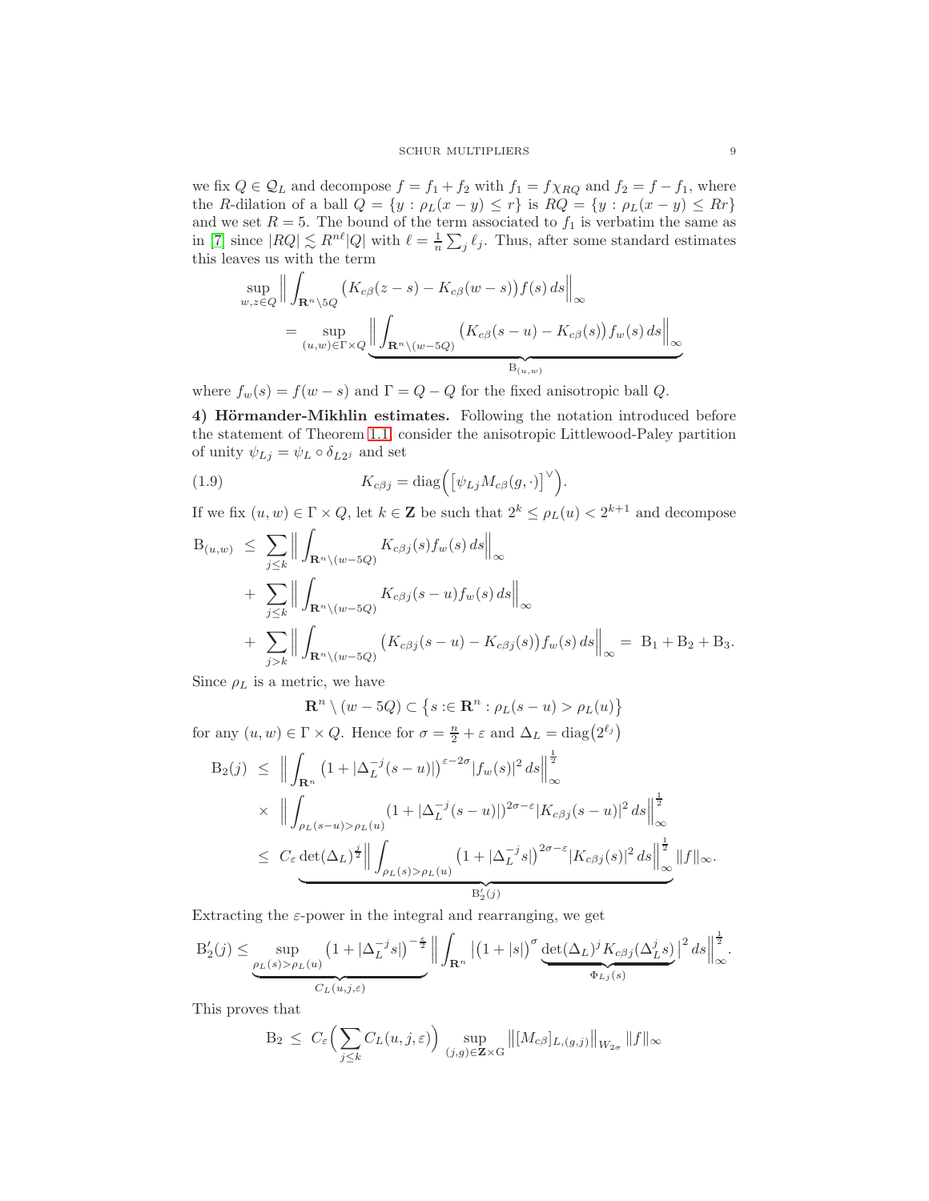we fix $Q \in \mathcal{Q}_L$ and decompose $f = f_1 + f_2$ with $f_1 = f\chi_{RQ}$ and $f_2 = f - f_1$, where the $R$-dilation of a ball $Q = \{y : \rho_L(x-y) \le r\}$ is $RQ = \{y : \rho_L(x-y) \le Rr\}$ and we set $R = 5$. The bound of the term associated to $f_1$ is verbatim the same as in [7] since $|RQ| \lesssim R^{n\ell}|Q|$ with $\ell = \frac{1}{n}\sum_j \ell_j$. Thus, after some standard estimates this leaves us with the term

$$
\begin{aligned}
\sup_{w,z \in Q} \Big\| \int_{\mathbf{R}^n \setminus 5Q} \big( K_{c\beta}(z-s) - K_{c\beta}(w-s) \big) f(s)\, ds \Big\|_\infty \\
= \sup_{(u,w) \in \Gamma \times Q} \underbrace{\Big\| \int_{\mathbf{R}^n \setminus (w-5Q)} \big( K_{c\beta}(s-u) - K_{c\beta}(s) \big) f_w(s)\, ds \Big\|_\infty}_{\mathrm{B}_{(u,w)}}
\end{aligned}
$$

where $f_w(s) = f(w-s)$ and $\Gamma = Q - Q$ for the fixed anisotropic ball $Q$.

**4) Hörmander-Mikhlin estimates.** Following the notation introduced before the statement of Theorem 1.1, consider the anisotropic Littlewood-Paley partition of unity $\psi_{Lj} = \psi_L \circ \delta_{L2^j}$ and set

$$
K_{c\beta j} = \mathrm{diag}\Big( \big[ \psi_{Lj} M_{c\beta}(g,\cdot) \big]^\vee \Big). \tag{1.9}
$$

If we fix $(u,w) \in \Gamma \times Q$, let $k \in \mathbf{Z}$ be such that $2^k \le \rho_L(u) < 2^{k+1}$ and decompose

$$
\begin{aligned}
\mathrm{B}_{(u,w)} \ &\le \ \sum_{j \le k} \Big\| \int_{\mathbf{R}^n \setminus (w-5Q)} K_{c\beta j}(s) f_w(s)\, ds \Big\|_\infty \\
&+ \ \sum_{j \le k} \Big\| \int_{\mathbf{R}^n \setminus (w-5Q)} K_{c\beta j}(s-u) f_w(s)\, ds \Big\|_\infty \\
&+ \ \sum_{j > k} \Big\| \int_{\mathbf{R}^n \setminus (w-5Q)} \big( K_{c\beta j}(s-u) - K_{c\beta j}(s) \big) f_w(s)\, ds \Big\|_\infty = \ \mathrm{B}_1 + \mathrm{B}_2 + \mathrm{B}_3.
\end{aligned}
$$

Since $\rho_L$ is a metric, we have

$$
\mathbf{R}^n \setminus (w - 5Q) \subset \big\{ s :\in \mathbf{R}^n : \rho_L(s-u) > \rho_L(u) \big\}
$$

for any $(u,w) \in \Gamma \times Q$. Hence for $\sigma = \frac{n}{2} + \varepsilon$ and $\Delta_L = \mathrm{diag}\big(2^{\ell_j}\big)$

$$
\begin{aligned}
\mathrm{B}_2(j) \ &\le \ \Big\| \int_{\mathbf{R}^n} \big( 1 + |\Delta_L^{-j}(s-u)| \big)^{\varepsilon - 2\sigma} |f_w(s)|^2\, ds \Big\|_\infty^{\frac12} \\
&\times \ \Big\| \int_{\rho_L(s-u) > \rho_L(u)} \big( 1 + |\Delta_L^{-j}(s-u)| \big)^{2\sigma - \varepsilon} |K_{c\beta j}(s-u)|^2\, ds \Big\|_\infty^{\frac12} \\
&\le \ \underbrace{C_\varepsilon \det(\Delta_L)^{\frac{j}{2}} \Big\| \int_{\rho_L(s) > \rho_L(u)} \big( 1 + |\Delta_L^{-j} s| \big)^{2\sigma - \varepsilon} |K_{c\beta j}(s)|^2\, ds \Big\|_\infty^{\frac12}}_{\mathrm{B}_2'(j)} \|f\|_\infty.
\end{aligned}
$$

Extracting the $\varepsilon$-power in the integral and rearranging, we get

$$
\mathrm{B}_2'(j) \le \underbrace{\sup_{\rho_L(s) > \rho_L(u)} \big( 1 + |\Delta_L^{-j} s| \big)^{-\frac{\varepsilon}{2}}}_{C_L(u,j,\varepsilon)} \Big\| \int_{\mathbf{R}^n} \big| \big(1 + |s|\big)^\sigma \underbrace{\det(\Delta_L)^j K_{c\beta j}(\Delta_L^j s)}_{\Phi_{Lj}(s)} \big|^2\, ds \Big\|_\infty^{\frac12}.
$$

This proves that

$$
\mathrm{B}_2 \ \le \ C_\varepsilon \Big( \sum_{j \le k} C_L(u,j,\varepsilon) \Big) \sup_{(j,g) \in \mathbf{Z} \times \mathrm{G}} \big\| [M_{c\beta}]_{L,(g,j)} \big\|_{W_{2\sigma}} \|f\|_\infty
$$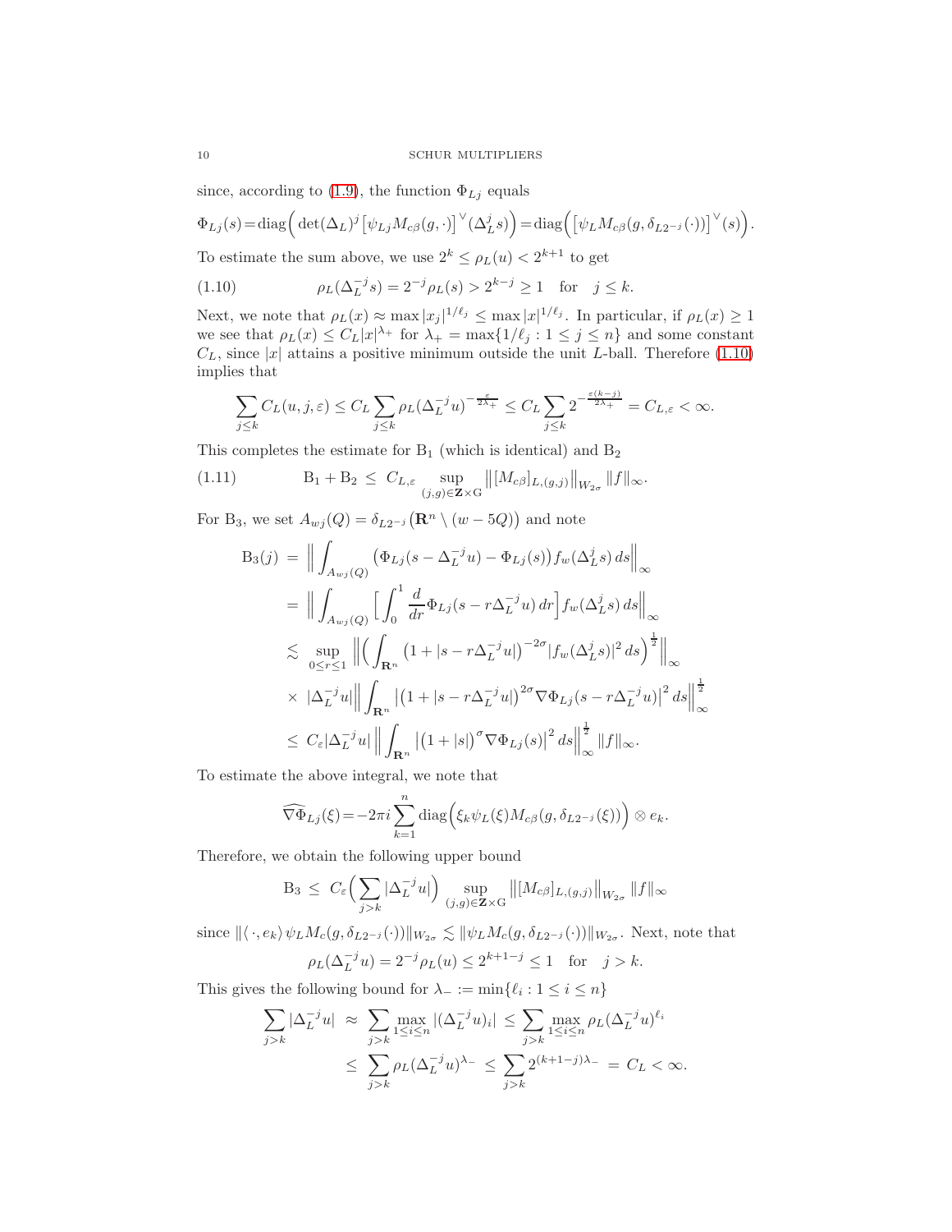since, according to (1.9), the function $\Phi_{Lj}$ equals

$$\Phi_{Lj}(s) = \mathrm{diag}\Big( \det(\Delta_L)^j \big[\psi_{Lj} M_{c\beta}(g,\cdot)\big]^\vee (\Delta_L^j s)\Big) = \mathrm{diag}\Big( \big[\psi_L M_{c\beta}(g, \delta_{L2^{-j}}(\cdot))\big]^\vee (s)\Big).$$

To estimate the sum above, we use $2^k \le \rho_L(u) < 2^{k+1}$ to get

$$\rho_L(\Delta_L^{-j} s) = 2^{-j}\rho_L(s) > 2^{k-j} \ge 1 \quad \text{for} \quad j \le k. \tag{1.10}$$

Next, we note that $\rho_L(x) \approx \max |x_j|^{1/\ell_j} \le \max |x|^{1/\ell_j}$. In particular, if $\rho_L(x) \ge 1$ we see that $\rho_L(x) \le C_L |x|^{\lambda_+}$ for $\lambda_+ = \max\{1/\ell_j : 1 \le j \le n\}$ and some constant $C_L$, since $|x|$ attains a positive minimum outside the unit $L$-ball. Therefore (1.10) implies that

$$\sum_{j \le k} C_L(u,j,\varepsilon) \le C_L \sum_{j \le k} \rho_L(\Delta_L^{-j} u)^{-\frac{\varepsilon}{2\lambda_+}} \le C_L \sum_{j \le k} 2^{-\frac{\varepsilon(k-j)}{2\lambda_+}} = C_{L,\varepsilon} < \infty.$$

This completes the estimate for $\mathrm{B}_1$ (which is identical) and $\mathrm{B}_2$

$$\mathrm{B}_1 + \mathrm{B}_2 \ \le \ C_{L,\varepsilon} \sup_{(j,g) \in \mathbf{Z} \times \mathrm{G}} \big\| [M_{c\beta}]_{L,(g,j)} \big\|_{W_{2\sigma}} \|f\|_\infty. \tag{1.11}$$

For $\mathrm{B}_3$, we set $A_{wj}(Q) = \delta_{L2^{-j}}\big(\mathbf{R}^n \setminus (w - 5Q)\big)$ and note

$$\begin{aligned}
\mathrm{B}_3(j) \ &= \ \Big\| \int_{A_{wj}(Q)} \big( \Phi_{Lj}(s - \Delta_L^{-j} u) - \Phi_{Lj}(s) \big) f_w(\Delta_L^j s) \, ds \Big\|_\infty \\
&= \ \Big\| \int_{A_{wj}(Q)} \Big[ \int_0^1 \frac{d}{dr} \Phi_{Lj}(s - r\Delta_L^{-j} u) \, dr \Big] f_w(\Delta_L^j s) \, ds \Big\|_\infty \\
&\lesssim \ \sup_{0 \le r \le 1} \Big\| \Big( \int_{\mathbf{R}^n} \big(1 + |s - r\Delta_L^{-j} u|\big)^{-2\sigma} |f_w(\Delta_L^j s)|^2 \, ds \Big)^{\frac12} \Big\|_\infty \\
&\times \ |\Delta_L^{-j} u| \Big\| \int_{\mathbf{R}^n} \big| \big(1 + |s - r\Delta_L^{-j} u|\big)^{2\sigma} \nabla \Phi_{Lj}(s - r\Delta_L^{-j} u) \big|^2 \, ds \Big\|_\infty^{\frac12} \\
&\le \ C_\varepsilon |\Delta_L^{-j} u| \, \Big\| \int_{\mathbf{R}^n} \big| \big(1 + |s|\big)^{\sigma} \nabla \Phi_{Lj}(s) \big|^2 \, ds \Big\|_\infty^{\frac12} \|f\|_\infty.
\end{aligned}$$

To estimate the above integral, we note that

$$\widehat{\nabla \Phi}_{Lj}(\xi) = -2\pi i \sum_{k=1}^n \mathrm{diag}\Big( \xi_k \psi_L(\xi) M_{c\beta}(g, \delta_{L2^{-j}}(\xi)) \Big) \otimes e_k.$$

Therefore, we obtain the following upper bound

$$\mathrm{B}_3 \ \le \ C_\varepsilon \Big( \sum_{j > k} |\Delta_L^{-j} u| \Big) \sup_{(j,g) \in \mathbf{Z} \times \mathrm{G}} \big\| [M_{c\beta}]_{L,(g,j)} \big\|_{W_{2\sigma}} \|f\|_\infty$$

since $\|\langle \cdot, e_k \rangle \psi_L M_c(g, \delta_{L2^{-j}}(\cdot))\|_{W_{2\sigma}} \lesssim \|\psi_L M_c(g, \delta_{L2^{-j}}(\cdot))\|_{W_{2\sigma}}$. Next, note that

$$\rho_L(\Delta_L^{-j} u) = 2^{-j} \rho_L(u) \le 2^{k+1-j} \le 1 \quad \text{for} \quad j > k.$$

This gives the following bound for $\lambda_- := \min\{\ell_i : 1 \le i \le n\}$

$$\begin{aligned}
\sum_{j > k} |\Delta_L^{-j} u| \ &\approx \ \sum_{j > k} \max_{1 \le i \le n} |(\Delta_L^{-j} u)_i| \ \le \ \sum_{j > k} \max_{1 \le i \le n} \rho_L(\Delta_L^{-j} u)^{\ell_i} \\
&\le \ \sum_{j > k} \rho_L(\Delta_L^{-j} u)^{\lambda_-} \ \le \ \sum_{j > k} 2^{(k+1-j)\lambda_-} \ = \ C_L < \infty.
\end{aligned}$$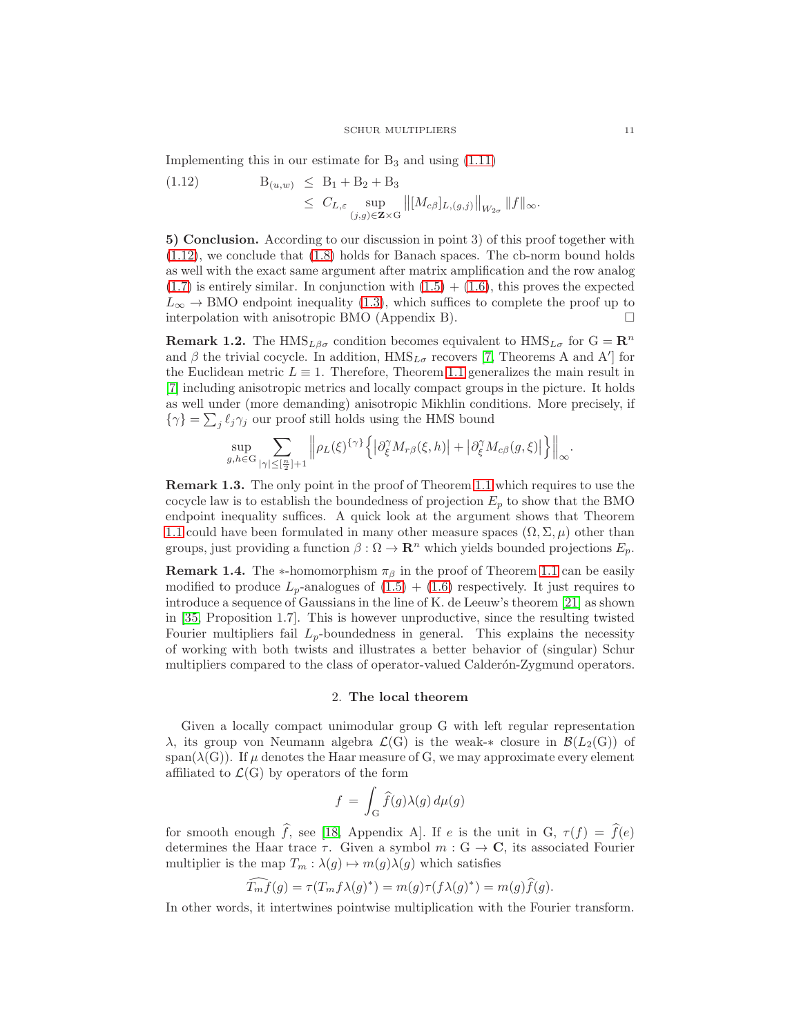Implementing this in our estimate for $\mathrm{B}_3$ and using (1.11)

$$
\begin{aligned}
\text{(1.12)} \qquad \mathrm{B}_{(u,w)} &\leq \mathrm{B}_1 + \mathrm{B}_2 + \mathrm{B}_3 \\
&\leq C_{L,\varepsilon} \sup_{(j,g) \in \mathbf{Z} \times \mathrm{G}} \big\| [M_{c\beta}]_{L,(g,j)} \big\|_{W_{2\sigma}} \|f\|_\infty.
\end{aligned}
$$

**5) Conclusion.** According to our discussion in point 3) of this proof together with (1.12), we conclude that (1.8) holds for Banach spaces. The cb-norm bound holds as well with the exact same argument after matrix amplification and the row analog (1.7) is entirely similar. In conjunction with (1.5) + (1.6), this proves the expected $L_\infty \to \mathrm{BMO}$ endpoint inequality (1.3), which suffices to complete the proof up to interpolation with anisotropic BMO (Appendix B). □

**Remark 1.2.** The $\mathrm{HMS}_{L\beta\sigma}$ condition becomes equivalent to $\mathrm{HMS}_{L\sigma}$ for $\mathrm{G} = \mathbf{R}^n$ and $\beta$ the trivial cocycle. In addition, $\mathrm{HMS}_{L\sigma}$ recovers [7, Theorems A and A′] for the Euclidean metric $L \equiv 1$. Therefore, Theorem 1.1 generalizes the main result in [7] including anisotropic metrics and locally compact groups in the picture. It holds as well under (more demanding) anisotropic Mikhlin conditions. More precisely, if $\{\gamma\} = \sum_j \ell_j \gamma_j$ our proof still holds using the HMS bound

$$
\sup_{g,h \in \mathrm{G}} \sum_{|\gamma| \leq [\frac{n}{2}]+1} \Big\| \rho_L(\xi)^{\{\gamma\}} \Big\{ \big| \partial_\xi^\gamma M_{r\beta}(\xi,h) \big| + \big| \partial_\xi^\gamma M_{c\beta}(g,\xi) \big| \Big\} \Big\|_\infty.
$$

**Remark 1.3.** The only point in the proof of Theorem 1.1 which requires to use the cocycle law is to establish the boundedness of projection $E_p$ to show that the BMO endpoint inequality suffices. A quick look at the argument shows that Theorem 1.1 could have been formulated in many other measure spaces $(\Omega, \Sigma, \mu)$ other than groups, just providing a function $\beta : \Omega \to \mathbf{R}^n$ which yields bounded projections $E_p$.

**Remark 1.4.** The $*$-homomorphism $\pi_\beta$ in the proof of Theorem 1.1 can be easily modified to produce $L_p$-analogues of (1.5) + (1.6) respectively. It just requires to introduce a sequence of Gaussians in the line of K. de Leeuw's theorem [21] as shown in [35, Proposition 1.7]. This is however unproductive, since the resulting twisted Fourier multipliers fail $L_p$-boundedness in general. This explains the necessity of working with both twists and illustrates a better behavior of (singular) Schur multipliers compared to the class of operator-valued Calderón-Zygmund operators.

## 2. The local theorem

Given a locally compact unimodular group $\mathrm{G}$ with left regular representation $\lambda$, its group von Neumann algebra $\mathcal{L}(\mathrm{G})$ is the weak-$*$ closure in $\mathcal{B}(L_2(\mathrm{G}))$ of $\mathrm{span}(\lambda(\mathrm{G}))$. If $\mu$ denotes the Haar measure of $\mathrm{G}$, we may approximate every element affiliated to $\mathcal{L}(\mathrm{G})$ by operators of the form

$$
f = \int_{\mathrm{G}} \widehat{f}(g) \lambda(g) \, d\mu(g)
$$

for smooth enough $\widehat{f}$, see [18, Appendix A]. If $e$ is the unit in $\mathrm{G}$, $\tau(f) = \widehat{f}(e)$ determines the Haar trace $\tau$. Given a symbol $m : \mathrm{G} \to \mathbf{C}$, its associated Fourier multiplier is the map $T_m : \lambda(g) \mapsto m(g)\lambda(g)$ which satisfies

$$
\widehat{T_m f}(g) = \tau(T_m f \lambda(g)^*) = m(g) \tau(f \lambda(g)^*) = m(g) \widehat{f}(g).
$$

In other words, it intertwines pointwise multiplication with the Fourier transform.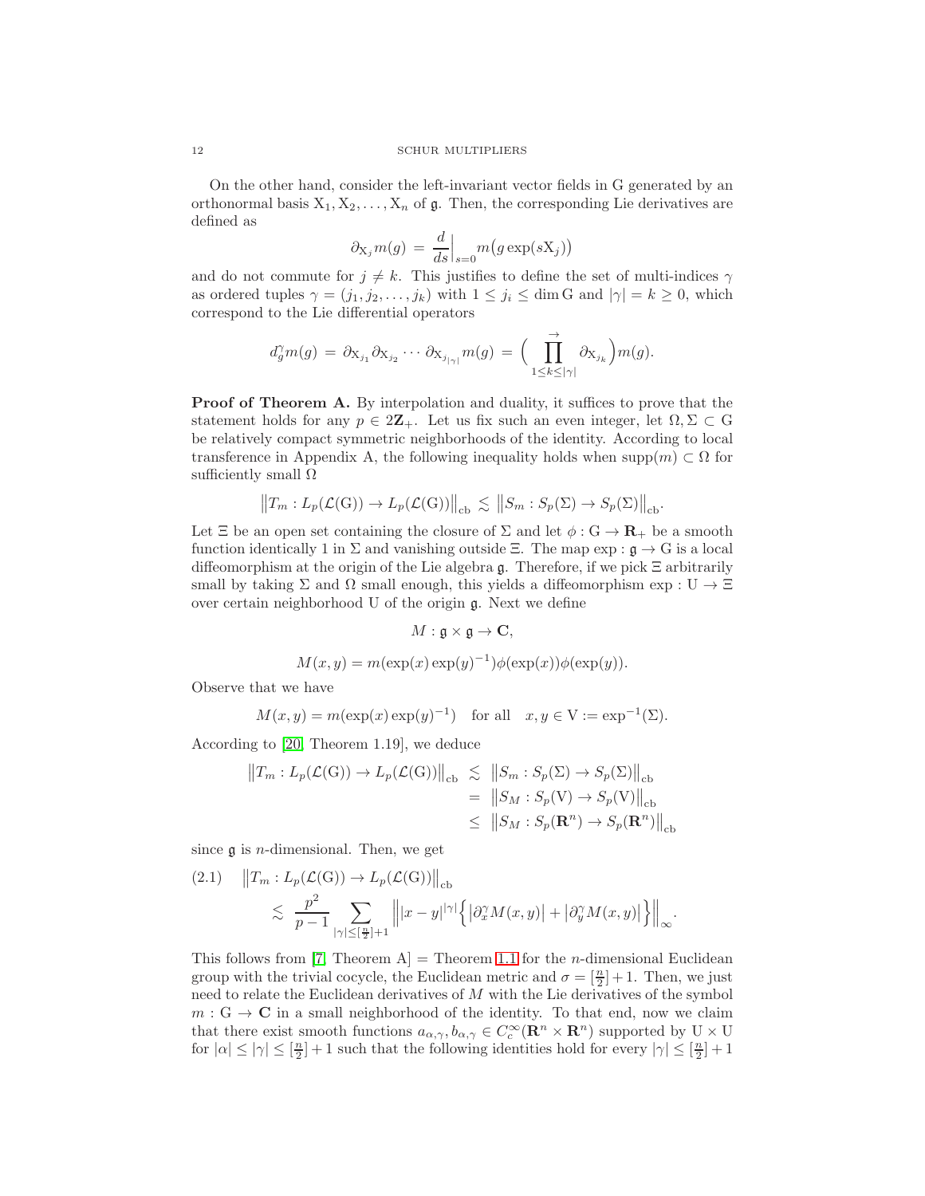On the other hand, consider the left-invariant vector fields in $\mathrm{G}$ generated by an orthonormal basis $\mathrm{X}_1, \mathrm{X}_2, \ldots, \mathrm{X}_n$ of $\mathfrak{g}$. Then, the corresponding Lie derivatives are defined as

$$\partial_{\mathrm{X}_j} m(g) \, = \, \frac{d}{ds}\Big|_{s=0} m\big(g \exp(s\mathrm{X}_j)\big)$$

and do not commute for $j \neq k$. This justifies to define the set of multi-indices $\gamma$ as ordered tuples $\gamma = (j_1, j_2, \ldots, j_k)$ with $1 \leq j_i \leq \dim \mathrm{G}$ and $|\gamma| = k \geq 0$, which correspond to the Lie differential operators

$$d_g^{\gamma} m(g) \, = \, \partial_{\mathrm{X}_{j_1}} \partial_{\mathrm{X}_{j_2}} \cdots \partial_{\mathrm{X}_{j_{|\gamma|}}} m(g) \, = \, \Big( \prod_{1 \leq k \leq |\gamma|}^{\rightarrow} \partial_{\mathrm{X}_{j_k}} \Big) m(g).$$

**Proof of Theorem A.** By interpolation and duality, it suffices to prove that the statement holds for any $p \in 2\mathbf{Z}_+$. Let us fix such an even integer, let $\Omega, \Sigma \subset \mathrm{G}$ be relatively compact symmetric neighborhoods of the identity. According to local transference in Appendix A, the following inequality holds when $\mathrm{supp}(m) \subset \Omega$ for sufficiently small $\Omega$

$$\big\| T_m : L_p(\mathcal{L}(\mathrm{G})) \to L_p(\mathcal{L}(\mathrm{G})) \big\|_{\mathrm{cb}} \, \lesssim \, \big\| S_m : S_p(\Sigma) \to S_p(\Sigma) \big\|_{\mathrm{cb}}.$$

Let $\Xi$ be an open set containing the closure of $\Sigma$ and let $\phi : \mathrm{G} \to \mathbf{R}_+$ be a smooth function identically 1 in $\Sigma$ and vanishing outside $\Xi$. The map $\exp : \mathfrak{g} \to \mathrm{G}$ is a local diffeomorphism at the origin of the Lie algebra $\mathfrak{g}$. Therefore, if we pick $\Xi$ arbitrarily small by taking $\Sigma$ and $\Omega$ small enough, this yields a diffeomorphism $\exp : \mathrm{U} \to \Xi$ over certain neighborhood $\mathrm{U}$ of the origin $\mathfrak{g}$. Next we define

$$M : \mathfrak{g} \times \mathfrak{g} \to \mathbf{C},$$

$$M(x,y) = m(\exp(x)\exp(y)^{-1}) \phi(\exp(x)) \phi(\exp(y)).$$

Observe that we have

$$M(x,y) = m(\exp(x)\exp(y)^{-1}) \quad \text{for all} \quad x, y \in \mathrm{V} := \exp^{-1}(\Sigma).$$

According to [20, Theorem 1.19], we deduce

$$\begin{aligned}
\big\| T_m : L_p(\mathcal{L}(\mathrm{G})) \to L_p(\mathcal{L}(\mathrm{G})) \big\|_{\mathrm{cb}} \; &\lesssim \; \big\| S_m : S_p(\Sigma) \to S_p(\Sigma) \big\|_{\mathrm{cb}} \\
&= \; \big\| S_M : S_p(\mathrm{V}) \to S_p(\mathrm{V}) \big\|_{\mathrm{cb}} \\
&\leq \; \big\| S_M : S_p(\mathbf{R}^n) \to S_p(\mathbf{R}^n) \big\|_{\mathrm{cb}}
\end{aligned}$$

since $\mathfrak{g}$ is $n$-dimensional. Then, we get

$$\begin{aligned}
&\big\| T_m : L_p(\mathcal{L}(\mathrm{G})) \to L_p(\mathcal{L}(\mathrm{G})) \big\|_{\mathrm{cb}} \\
&\qquad \lesssim \; \frac{p^2}{p-1} \sum_{|\gamma| \leq [\frac{n}{2}]+1} \Big\| |x-y|^{|\gamma|} \Big\{ \big| \partial_x^{\gamma} M(x,y) \big| + \big| \partial_y^{\gamma} M(x,y) \big| \Big\} \Big\|_{\infty}.
\end{aligned} \tag{2.1}$$

This follows from [7, Theorem A] = Theorem 1.1 for the $n$-dimensional Euclidean group with the trivial cocycle, the Euclidean metric and $\sigma = [\frac{n}{2}] + 1$. Then, we just need to relate the Euclidean derivatives of $M$ with the Lie derivatives of the symbol $m : \mathrm{G} \to \mathbf{C}$ in a small neighborhood of the identity. To that end, now we claim that there exist smooth functions $a_{\alpha,\gamma}, b_{\alpha,\gamma} \in C_c^{\infty}(\mathbf{R}^n \times \mathbf{R}^n)$ supported by $\mathrm{U} \times \mathrm{U}$ for $|\alpha| \leq |\gamma| \leq [\frac{n}{2}] + 1$ such that the following identities hold for every $|\gamma| \leq [\frac{n}{2}] + 1$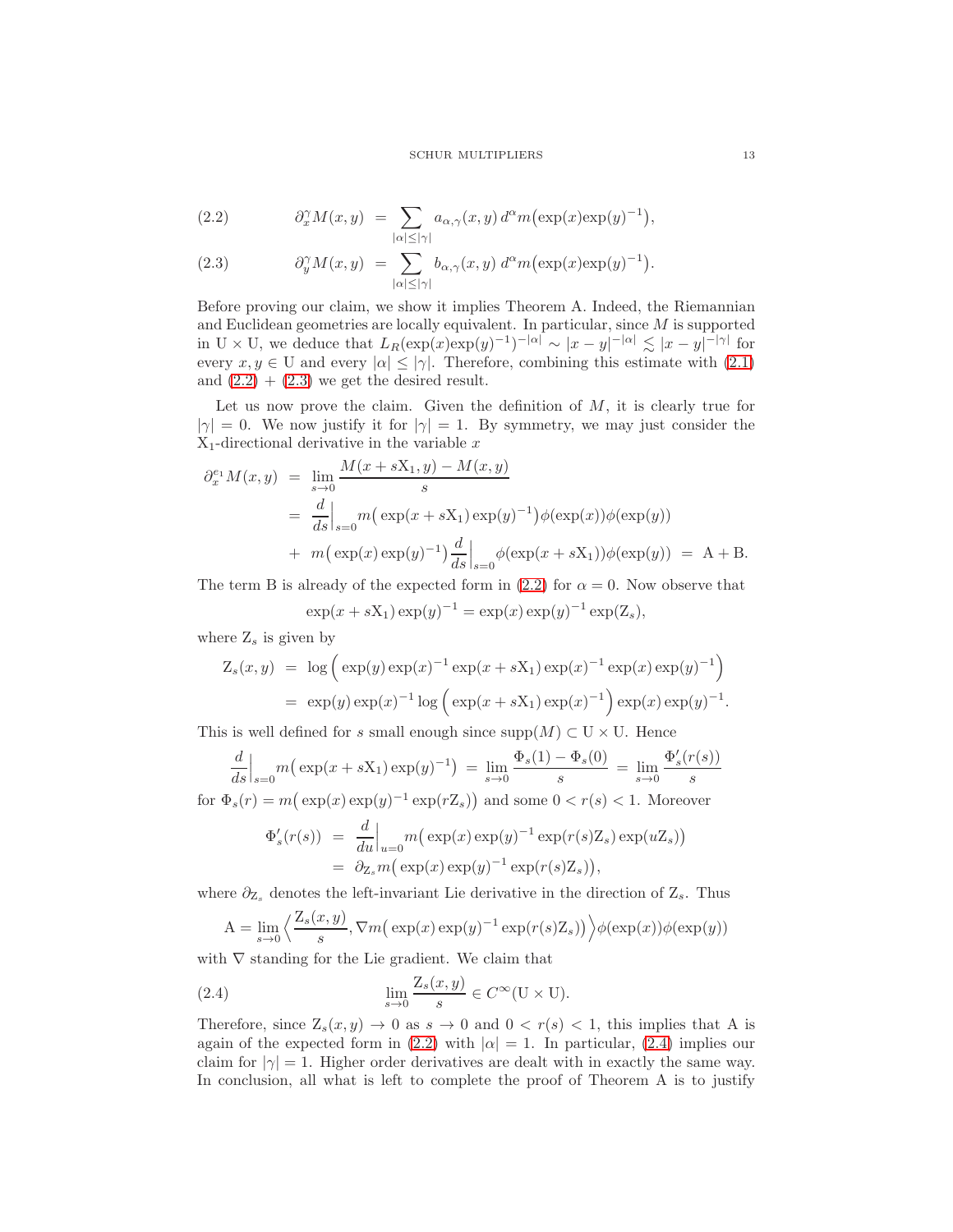$$\partial_x^\gamma M(x,y) \;=\; \sum_{|\alpha|\le|\gamma|} a_{\alpha,\gamma}(x,y)\, d^\alpha m\big(\exp(x)\exp(y)^{-1}\big), \tag{2.2}$$

$$\partial_y^\gamma M(x,y) \;=\; \sum_{|\alpha|\le|\gamma|} b_{\alpha,\gamma}(x,y)\, d^\alpha m\big(\exp(x)\exp(y)^{-1}\big). \tag{2.3}$$

Before proving our claim, we show it implies Theorem A. Indeed, the Riemannian and Euclidean geometries are locally equivalent. In particular, since $M$ is supported in $\mathrm{U}\times\mathrm{U}$, we deduce that $L_R(\exp(x)\exp(y)^{-1})^{-|\alpha|} \sim |x-y|^{-|\alpha|} \lesssim |x-y|^{-|\gamma|}$ for every $x,y\in\mathrm{U}$ and every $|\alpha|\le|\gamma|$. Therefore, combining this estimate with (2.1) and (2.2) + (2.3) we get the desired result.

Let us now prove the claim. Given the definition of $M$, it is clearly true for $|\gamma|=0$. We now justify it for $|\gamma|=1$. By symmetry, we may just consider the $\mathrm{X}_1$-directional derivative in the variable $x$

$$\begin{aligned}
\partial_x^{e_1} M(x,y) \;&=\; \lim_{s\to 0}\frac{M(x+s\mathrm{X}_1,y)-M(x,y)}{s}\\
&=\; \frac{d}{ds}\Big|_{s=0} m\big(\exp(x+s\mathrm{X}_1)\exp(y)^{-1}\big)\phi(\exp(x))\phi(\exp(y))\\
&\quad +\; m\big(\exp(x)\exp(y)^{-1}\big)\frac{d}{ds}\Big|_{s=0}\phi(\exp(x+s\mathrm{X}_1))\phi(\exp(y)) \;=\; \mathrm{A}+\mathrm{B}.
\end{aligned}$$

The term B is already of the expected form in (2.2) for $\alpha=0$. Now observe that

$$\exp(x+s\mathrm{X}_1)\exp(y)^{-1} = \exp(x)\exp(y)^{-1}\exp(\mathrm{Z}_s),$$

where $\mathrm{Z}_s$ is given by

$$\begin{aligned}
\mathrm{Z}_s(x,y) \;&=\; \log\Big(\exp(y)\exp(x)^{-1}\exp(x+s\mathrm{X}_1)\exp(x)^{-1}\exp(x)\exp(y)^{-1}\Big)\\
&=\; \exp(y)\exp(x)^{-1}\log\Big(\exp(x+s\mathrm{X}_1)\exp(x)^{-1}\Big)\exp(x)\exp(y)^{-1}.
\end{aligned}$$

This is well defined for $s$ small enough since $\mathrm{supp}(M)\subset\mathrm{U}\times\mathrm{U}$. Hence

$$\frac{d}{ds}\Big|_{s=0} m\big(\exp(x+s\mathrm{X}_1)\exp(y)^{-1}\big) \;=\; \lim_{s\to 0}\frac{\Phi_s(1)-\Phi_s(0)}{s} \;=\; \lim_{s\to 0}\frac{\Phi_s'(r(s))}{s}$$

for $\Phi_s(r)=m\big(\exp(x)\exp(y)^{-1}\exp(r\mathrm{Z}_s)\big)$ and some $0<r(s)<1$. Moreover

$$\begin{aligned}
\Phi_s'(r(s)) \;&=\; \frac{d}{du}\Big|_{u=0} m\big(\exp(x)\exp(y)^{-1}\exp(r(s)\mathrm{Z}_s)\exp(u\mathrm{Z}_s)\big)\\
&=\; \partial_{\mathrm{Z}_s} m\big(\exp(x)\exp(y)^{-1}\exp(r(s)\mathrm{Z}_s)\big),
\end{aligned}$$

where $\partial_{\mathrm{Z}_s}$ denotes the left-invariant Lie derivative in the direction of $\mathrm{Z}_s$. Thus

$$\mathrm{A} = \lim_{s\to 0}\Big\langle \frac{\mathrm{Z}_s(x,y)}{s}, \nabla m\big(\exp(x)\exp(y)^{-1}\exp(r(s)\mathrm{Z}_s)\big)\Big\rangle \phi(\exp(x))\phi(\exp(y))$$

with $\nabla$ standing for the Lie gradient. We claim that

$$\lim_{s\to 0}\frac{\mathrm{Z}_s(x,y)}{s} \in C^\infty(\mathrm{U}\times\mathrm{U}). \tag{2.4}$$

Therefore, since $\mathrm{Z}_s(x,y)\to 0$ as $s\to 0$ and $0<r(s)<1$, this implies that A is again of the expected form in (2.2) with $|\alpha|=1$. In particular, (2.4) implies our claim for $|\gamma|=1$. Higher order derivatives are dealt with in exactly the same way. In conclusion, all what is left to complete the proof of Theorem A is to justify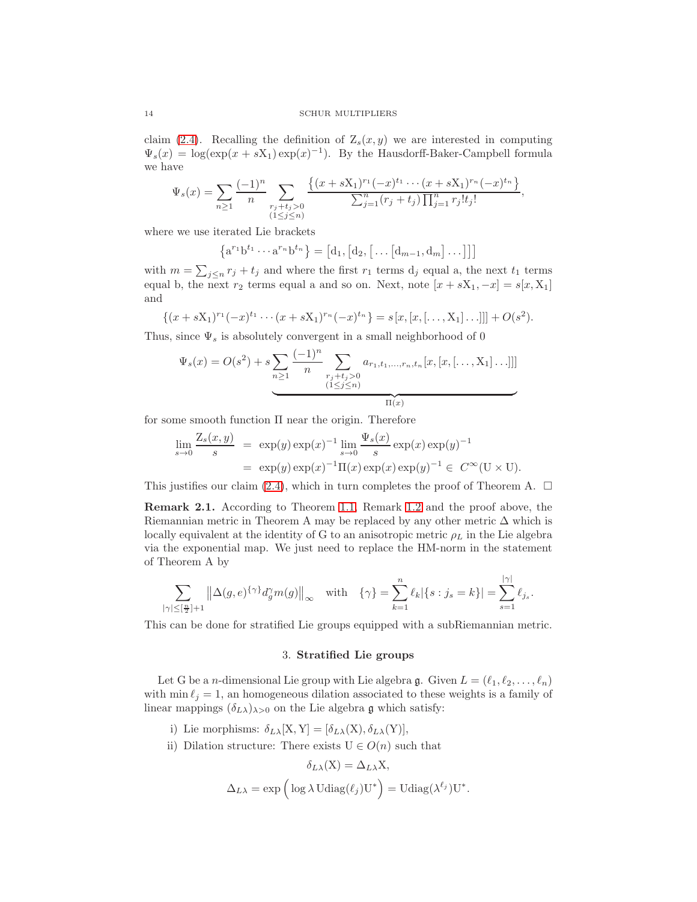claim (2.4). Recalling the definition of $\mathrm{Z}_s(x,y)$ we are interested in computing $\Psi_s(x) = \log(\exp(x+s\mathrm{X}_1)\exp(x)^{-1})$. By the Hausdorff-Baker-Campbell formula we have

$$\Psi_s(x) = \sum_{n\geq 1} \frac{(-1)^n}{n} \sum_{\substack{r_j+t_j>0 \\ (1\leq j\leq n)}} \frac{\big\{(x+s\mathrm{X}_1)^{r_1}(-x)^{t_1}\cdots(x+s\mathrm{X}_1)^{r_n}(-x)^{t_n}\big\}}{\sum_{j=1}^n (r_j+t_j)\prod_{j=1}^n r_j! t_j!},$$

where we use iterated Lie brackets

$$\big\{\mathrm{a}^{r_1}\mathrm{b}^{t_1}\cdots\mathrm{a}^{r_n}\mathrm{b}^{t_n}\big\} = \big[\mathrm{d}_1,\big[\mathrm{d}_2,\big[\ldots\big[\mathrm{d}_{m-1},\mathrm{d}_m\big]\ldots\big]\big]\big]$$

with $m = \sum_{j\leq n} r_j + t_j$ and where the first $r_1$ terms $\mathrm{d}_j$ equal a, the next $t_1$ terms equal b, the next $r_2$ terms equal a and so on. Next, note $[x+s\mathrm{X}_1,-x] = s[x,\mathrm{X}_1]$ and

$$\{(x+s\mathrm{X}_1)^{r_1}(-x)^{t_1}\cdots(x+s\mathrm{X}_1)^{r_n}(-x)^{t_n}\} = s\,[x,[x,[\ldots,\mathrm{X}_1]\ldots]]] + O(s^2).$$

Thus, since $\Psi_s$ is absolutely convergent in a small neighborhood of 0

$$\Psi_s(x) = O(s^2) + s\underbrace{\sum_{n\geq 1}\frac{(-1)^n}{n}\sum_{\substack{r_j+t_j>0\\(1\leq j\leq n)}} a_{r_1,t_1,\ldots,r_n,t_n}[x,[x,[\ldots,\mathrm{X}_1]\ldots]]]}_{\Pi(x)}$$

for some smooth function $\Pi$ near the origin. Therefore

$$\begin{aligned}\lim_{s\to 0}\frac{\mathrm{Z}_s(x,y)}{s} &= \exp(y)\exp(x)^{-1}\lim_{s\to 0}\frac{\Psi_s(x)}{s}\exp(x)\exp(y)^{-1} \\ &= \exp(y)\exp(x)^{-1}\Pi(x)\exp(x)\exp(y)^{-1} \in C^\infty(\mathrm{U}\times\mathrm{U}).\end{aligned}$$

This justifies our claim (2.4), which in turn completes the proof of Theorem A. $\square$

**Remark 2.1.** According to Theorem 1.1, Remark 1.2 and the proof above, the Riemannian metric in Theorem A may be replaced by any other metric $\Delta$ which is locally equivalent at the identity of G to an anisotropic metric $\rho_L$ in the Lie algebra via the exponential map. We just need to replace the HM-norm in the statement of Theorem A by

$$\sum_{|\gamma|\leq[\frac{n}{2}]+1}\big\|\Delta(g,e)^{\{\gamma\}}d_g^\gamma m(g)\big\|_\infty \quad\text{with}\quad \{\gamma\} = \sum_{k=1}^n \ell_k|\{s : j_s = k\}| = \sum_{s=1}^{|\gamma|}\ell_{j_s}.$$

This can be done for stratified Lie groups equipped with a subRiemannian metric.

## 3. Stratified Lie groups

Let G be a $n$-dimensional Lie group with Lie algebra $\mathfrak{g}$. Given $L = (\ell_1,\ell_2,\ldots,\ell_n)$ with $\min \ell_j = 1$, an homogeneous dilation associated to these weights is a family of linear mappings $(\delta_{L\lambda})_{\lambda>0}$ on the Lie algebra $\mathfrak{g}$ which satisfy:

i) Lie morphisms: $\delta_{L\lambda}[\mathrm{X},\mathrm{Y}] = [\delta_{L\lambda}(\mathrm{X}),\delta_{L\lambda}(\mathrm{Y})]$,

ii) Dilation structure: There exists $\mathrm{U}\in O(n)$ such that

$$\delta_{L\lambda}(\mathrm{X}) = \Delta_{L\lambda}\mathrm{X},$$

$$\Delta_{L\lambda} = \exp\Big(\log\lambda\,\mathrm{U}\mathrm{diag}(\ell_j)\mathrm{U}^*\Big) = \mathrm{U}\mathrm{diag}(\lambda^{\ell_j})\mathrm{U}^*.$$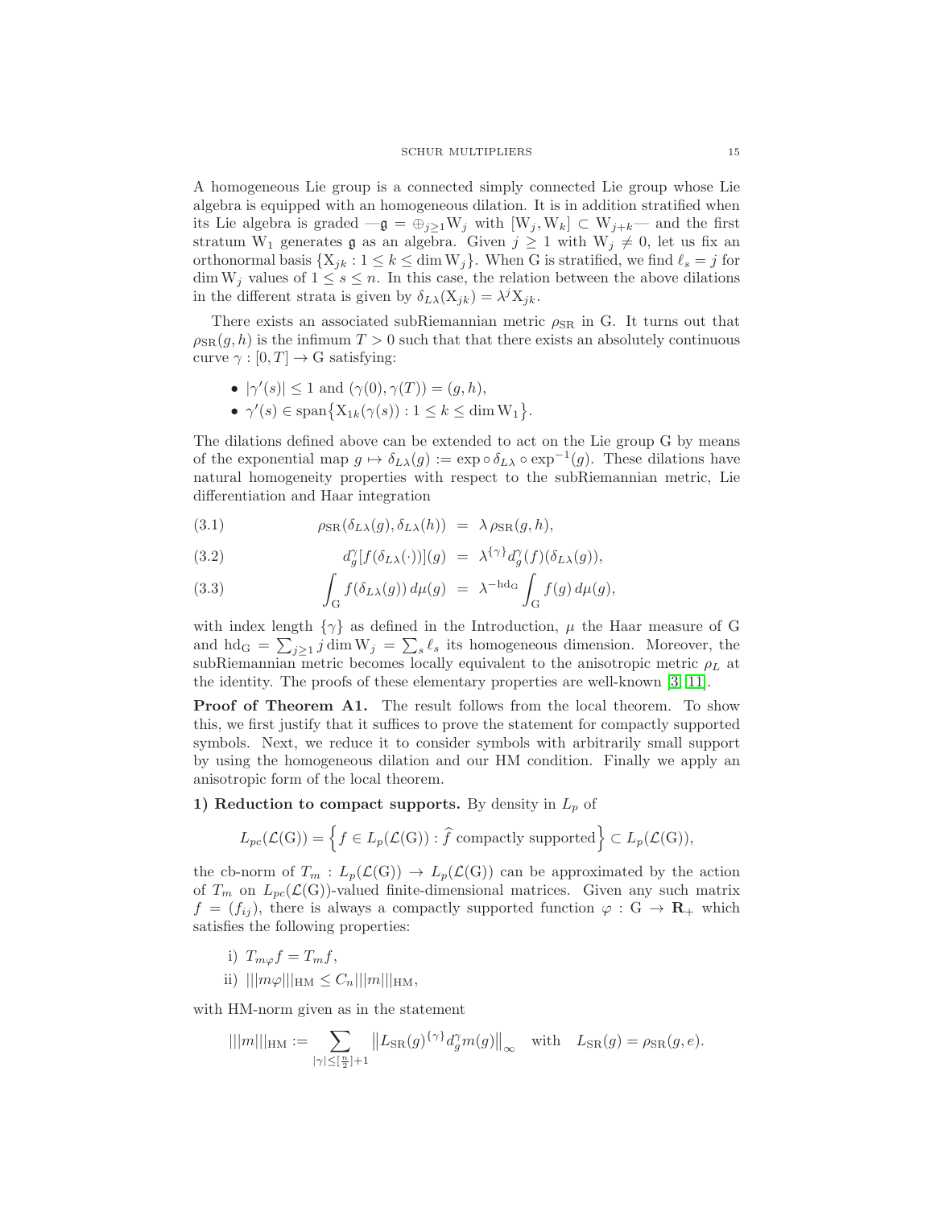A homogeneous Lie group is a connected simply connected Lie group whose Lie algebra is equipped with an homogeneous dilation. It is in addition stratified when its Lie algebra is graded —$\mathfrak{g} = \oplus_{j\geq 1} \mathrm{W}_j$ with $[\mathrm{W}_j, \mathrm{W}_k] \subset \mathrm{W}_{j+k}$— and the first stratum $\mathrm{W}_1$ generates $\mathfrak{g}$ as an algebra. Given $j \geq 1$ with $\mathrm{W}_j \neq 0$, let us fix an orthonormal basis $\{\mathrm{X}_{jk} : 1 \leq k \leq \dim \mathrm{W}_j\}$. When G is stratified, we find $\ell_s = j$ for $\dim \mathrm{W}_j$ values of $1 \leq s \leq n$. In this case, the relation between the above dilations in the different strata is given by $\delta_{L\lambda}(\mathrm{X}_{jk}) = \lambda^j \mathrm{X}_{jk}$.

There exists an associated subRiemannian metric $\rho_{\mathrm{SR}}$ in G. It turns out that $\rho_{\mathrm{SR}}(g,h)$ is the infimum $T > 0$ such that that there exists an absolutely continuous curve $\gamma : [0,T] \to \mathrm{G}$ satisfying:

- $|\gamma'(s)| \leq 1$ and $(\gamma(0), \gamma(T)) = (g,h)$,
- $\gamma'(s) \in \mathrm{span}\big\{\mathrm{X}_{1k}(\gamma(s)) : 1 \leq k \leq \dim \mathrm{W}_1\big\}$.

The dilations defined above can be extended to act on the Lie group G by means of the exponential map $g \mapsto \delta_{L\lambda}(g) := \exp \circ \, \delta_{L\lambda} \circ \exp^{-1}(g)$. These dilations have natural homogeneity properties with respect to the subRiemannian metric, Lie differentiation and Haar integration

$$\rho_{\mathrm{SR}}(\delta_{L\lambda}(g), \delta_{L\lambda}(h)) \;=\; \lambda \, \rho_{\mathrm{SR}}(g,h), \tag{3.1}$$

$$d_g^\gamma[f(\delta_{L\lambda}(\cdot))](g) \;=\; \lambda^{\{\gamma\}} d_g^\gamma(f)(\delta_{L\lambda}(g)), \tag{3.2}$$

$$\int_{\mathrm{G}} f(\delta_{L\lambda}(g)) \, d\mu(g) \;=\; \lambda^{-\mathrm{hd}_{\mathrm{G}}} \int_{\mathrm{G}} f(g) \, d\mu(g), \tag{3.3}$$

with index length $\{\gamma\}$ as defined in the Introduction, $\mu$ the Haar measure of G and $\mathrm{hd}_{\mathrm{G}} = \sum_{j\geq 1} j \dim \mathrm{W}_j = \sum_s \ell_s$ its homogeneous dimension. Moreover, the subRiemannian metric becomes locally equivalent to the anisotropic metric $\rho_L$ at the identity. The proofs of these elementary properties are well-known [3, 11].

**Proof of Theorem A1.** The result follows from the local theorem. To show this, we first justify that it suffices to prove the statement for compactly supported symbols. Next, we reduce it to consider symbols with arbitrarily small support by using the homogeneous dilation and our HM condition. Finally we apply an anisotropic form of the local theorem.

**1) Reduction to compact supports.** By density in $L_p$ of

$$L_{pc}(\mathcal{L}(\mathrm{G})) = \Big\{ f \in L_p(\mathcal{L}(\mathrm{G})) : \widehat{f} \text{ compactly supported} \Big\} \subset L_p(\mathcal{L}(\mathrm{G})),$$

the cb-norm of $T_m : L_p(\mathcal{L}(\mathrm{G})) \to L_p(\mathcal{L}(\mathrm{G}))$ can be approximated by the action of $T_m$ on $L_{pc}(\mathcal{L}(\mathrm{G}))$-valued finite-dimensional matrices. Given any such matrix $f = (f_{ij})$, there is always a compactly supported function $\varphi : \mathrm{G} \to \mathbf{R}_+$ which satisfies the following properties:

i) $T_{m\varphi} f = T_m f$,

ii) $|||m\varphi|||_{\mathrm{HM}} \leq C_n |||m|||_{\mathrm{HM}}$,

with HM-norm given as in the statement

$$|||m|||_{\mathrm{HM}} := \sum_{|\gamma| \leq [\frac{n}{2}]+1} \big\| L_{\mathrm{SR}}(g)^{\{\gamma\}} d_g^\gamma m(g) \big\|_\infty \quad \text{with} \quad L_{\mathrm{SR}}(g) = \rho_{\mathrm{SR}}(g,e).$$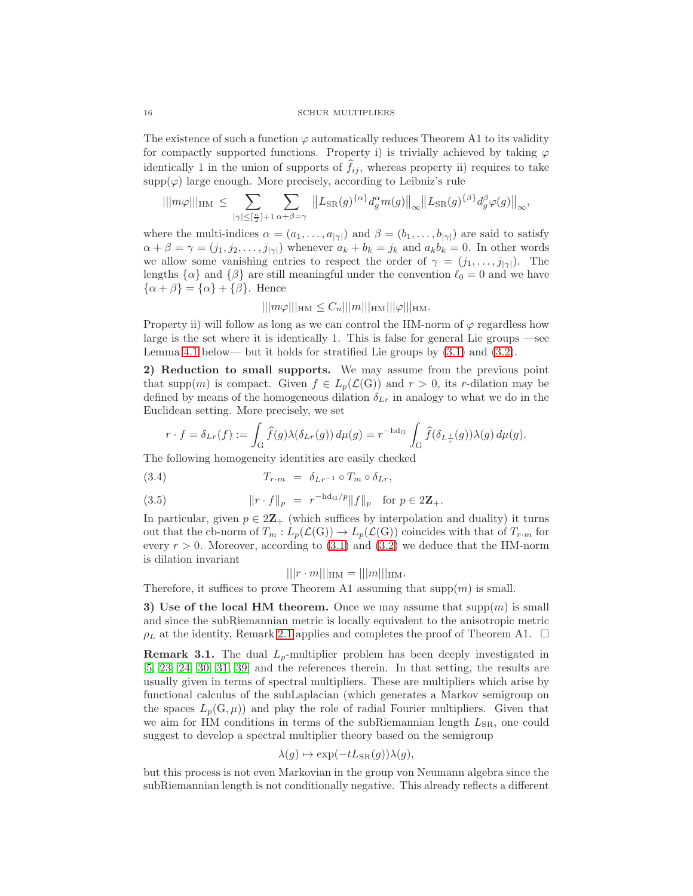The existence of such a function $\varphi$ automatically reduces Theorem A1 to its validity for compactly supported functions. Property i) is trivially achieved by taking $\varphi$ identically 1 in the union of supports of $\widehat{f}_{ij}$, whereas property ii) requires to take $\mathrm{supp}(\varphi)$ large enough. More precisely, according to Leibniz's rule

$$|||m\varphi|||_{\mathrm{HM}} \leq \sum_{|\gamma| \leq [\frac{n}{2}]+1} \sum_{\alpha+\beta=\gamma} \big\| L_{\mathrm{SR}}(g)^{\{\alpha\}} d_g^\alpha m(g) \big\|_\infty \big\| L_{\mathrm{SR}}(g)^{\{\beta\}} d_g^\beta \varphi(g) \big\|_\infty,$$

where the multi-indices $\alpha = (a_1, \ldots, a_{|\gamma|})$ and $\beta = (b_1, \ldots, b_{|\gamma|})$ are said to satisfy $\alpha + \beta = \gamma = (j_1, j_2, \ldots, j_{|\gamma|})$ whenever $a_k + b_k = j_k$ and $a_k b_k = 0$. In other words we allow some vanishing entries to respect the order of $\gamma = (j_1, \ldots, j_{|\gamma|})$. The lengths $\{\alpha\}$ and $\{\beta\}$ are still meaningful under the convention $\ell_0 = 0$ and we have $\{\alpha + \beta\} = \{\alpha\} + \{\beta\}$. Hence

$$|||m\varphi|||_{\mathrm{HM}} \leq C_n |||m|||_{\mathrm{HM}} |||\varphi|||_{\mathrm{HM}}.$$

Property ii) will follow as long as we can control the HM-norm of $\varphi$ regardless how large is the set where it is identically 1. This is false for general Lie groups —see Lemma 4.1 below— but it holds for stratified Lie groups by (3.1) and (3.2).

**2) Reduction to small supports.** We may assume from the previous point that $\mathrm{supp}(m)$ is compact. Given $f \in L_p(\mathcal{L}(\mathrm{G}))$ and $r > 0$, its $r$-dilation may be defined by means of the homogeneous dilation $\delta_{Lr}$ in analogy to what we do in the Euclidean setting. More precisely, we set

$$r \cdot f = \delta_{Lr}(f) := \int_{\mathrm{G}} \widehat{f}(g) \lambda(\delta_{Lr}(g))\, d\mu(g) = r^{-\mathrm{hd}_{\mathrm{G}}} \int_{\mathrm{G}} \widehat{f}(\delta_{L\frac{1}{r}}(g)) \lambda(g)\, d\mu(g).$$

The following homogeneity identities are easily checked

$$T_{r\cdot m} \ = \ \delta_{Lr^{-1}} \circ T_m \circ \delta_{Lr}, \tag{3.4}$$

$$\|r \cdot f\|_p \ = \ r^{-\mathrm{hd}_{\mathrm{G}}/p} \|f\|_p \quad \text{for } p \in 2\mathbf{Z}_+. \tag{3.5}$$

In particular, given $p \in 2\mathbf{Z}_+$ (which suffices by interpolation and duality) it turns out that the cb-norm of $T_m : L_p(\mathcal{L}(\mathrm{G})) \to L_p(\mathcal{L}(\mathrm{G}))$ coincides with that of $T_{r\cdot m}$ for every $r > 0$. Moreover, according to (3.1) and (3.2) we deduce that the HM-norm is dilation invariant

$$|||r \cdot m|||_{\mathrm{HM}} = |||m|||_{\mathrm{HM}}.$$

Therefore, it suffices to prove Theorem A1 assuming that $\mathrm{supp}(m)$ is small.

**3) Use of the local HM theorem.** Once we may assume that $\mathrm{supp}(m)$ is small and since the subRiemannian metric is locally equivalent to the anisotropic metric $\rho_L$ at the identity, Remark 2.1 applies and completes the proof of Theorem A1. $\square$

**Remark 3.1.** The dual $L_p$-multiplier problem has been deeply investigated in [5, 23, 24, 30, 31, 39] and the references therein. In that setting, the results are usually given in terms of spectral multipliers. These are multipliers which arise by functional calculus of the subLaplacian (which generates a Markov semigroup on the spaces $L_p(\mathrm{G}, \mu)$) and play the role of radial Fourier multipliers. Given that we aim for HM conditions in terms of the subRiemannian length $L_{\mathrm{SR}}$, one could suggest to develop a spectral multiplier theory based on the semigroup

$$\lambda(g) \mapsto \exp(-tL_{\mathrm{SR}}(g))\lambda(g),$$

but this process is not even Markovian in the group von Neumann algebra since the subRiemannian length is not conditionally negative. This already reflects a different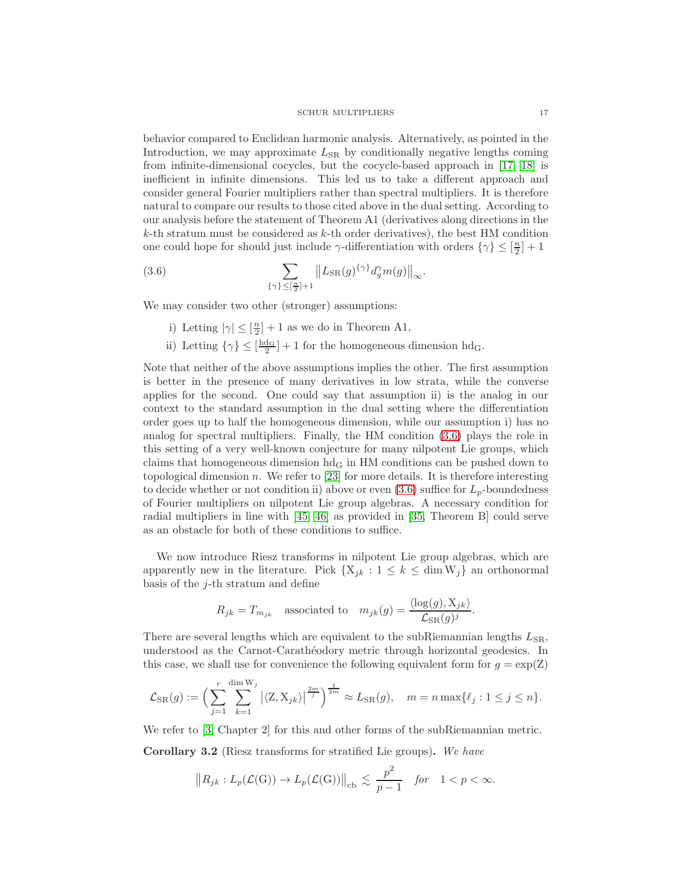behavior compared to Euclidean harmonic analysis. Alternatively, as pointed in the Introduction, we may approximate $L_{\rm SR}$ by conditionally negative lengths coming from infinite-dimensional cocycles, but the cocycle-based approach in [17, 18] is inefficient in infinite dimensions. This led us to take a different approach and consider general Fourier multipliers rather than spectral multipliers. It is therefore natural to compare our results to those cited above in the dual setting. According to our analysis before the statement of Theorem A1 (derivatives along directions in the $k$-th stratum must be considered as $k$-th order derivatives), the best HM condition one could hope for should just include $\gamma$-differentiation with orders $\{\gamma\} \le [\frac{n}{2}]+1$

$$\sum_{\{\gamma\} \le [\frac{n}{2}]+1} \big\| L_{\rm SR}(g)^{\{\gamma\}} d_g^\gamma m(g) \big\|_\infty. \tag{3.6}$$

We may consider two other (stronger) assumptions:

i) Letting $|\gamma| \le [\frac{n}{2}]+1$ as we do in Theorem A1,

ii) Letting $\{\gamma\} \le [\frac{\mathrm{hd_G}}{2}]+1$ for the homogeneous dimension $\mathrm{hd_G}$.

Note that neither of the above assumptions implies the other. The first assumption is better in the presence of many derivatives in low strata, while the converse applies for the second. One could say that assumption ii) is the analog in our context to the standard assumption in the dual setting where the differentiation order goes up to half the homogeneous dimension, while our assumption i) has no analog for spectral multipliers. Finally, the HM condition (3.6) plays the role in this setting of a very well-known conjecture for many nilpotent Lie groups, which claims that homogeneous dimension $\mathrm{hd_G}$ in HM conditions can be pushed down to topological dimension $n$. We refer to [23] for more details. It is therefore interesting to decide whether or not condition ii) above or even (3.6) suffice for $L_p$-boundedness of Fourier multipliers on nilpotent Lie group algebras. A necessary condition for radial multipliers in line with [45, 46] as provided in [35, Theorem B] could serve as an obstacle for both of these conditions to suffice.

We now introduce Riesz transforms in nilpotent Lie group algebras, which are apparently new in the literature. Pick $\{\mathrm{X}_{jk} : 1 \le k \le \dim \mathrm{W}_j\}$ an orthonormal basis of the $j$-th stratum and define

$$R_{jk} = T_{m_{jk}} \quad \text{associated to} \quad m_{jk}(g) = \frac{\langle \log(g), \mathrm{X}_{jk} \rangle}{\mathcal{L}_{\rm SR}(g)^j}.$$

There are several lengths which are equivalent to the subRiemannian lengths $L_{\rm SR}$, understood as the Carnot-Carathéodory metric through horizontal geodesics. In this case, we shall use for convenience the following equivalent form for $g = \exp(\mathrm{Z})$

$$\mathcal{L}_{\rm SR}(g) := \Big( \sum_{j=1}^r \sum_{k=1}^{\dim \mathrm{W}_j} \big| \langle \mathrm{Z}, \mathrm{X}_{jk} \rangle \big|^{\frac{2m}{j}} \Big)^{\frac{1}{2m}} \approx L_{\rm SR}(g), \quad m = n \max\{\ell_j : 1 \le j \le n\}.$$

We refer to [3, Chapter 2] for this and other forms of the subRiemannian metric.

**Corollary 3.2** (Riesz transforms for stratified Lie groups)**.** *We have*

$$\big\| R_{jk} : L_p(\mathcal{L}(\mathrm{G})) \to L_p(\mathcal{L}(\mathrm{G})) \big\|_{\rm cb} \lesssim \frac{p^2}{p-1} \quad \textit{for} \quad 1 < p < \infty.$$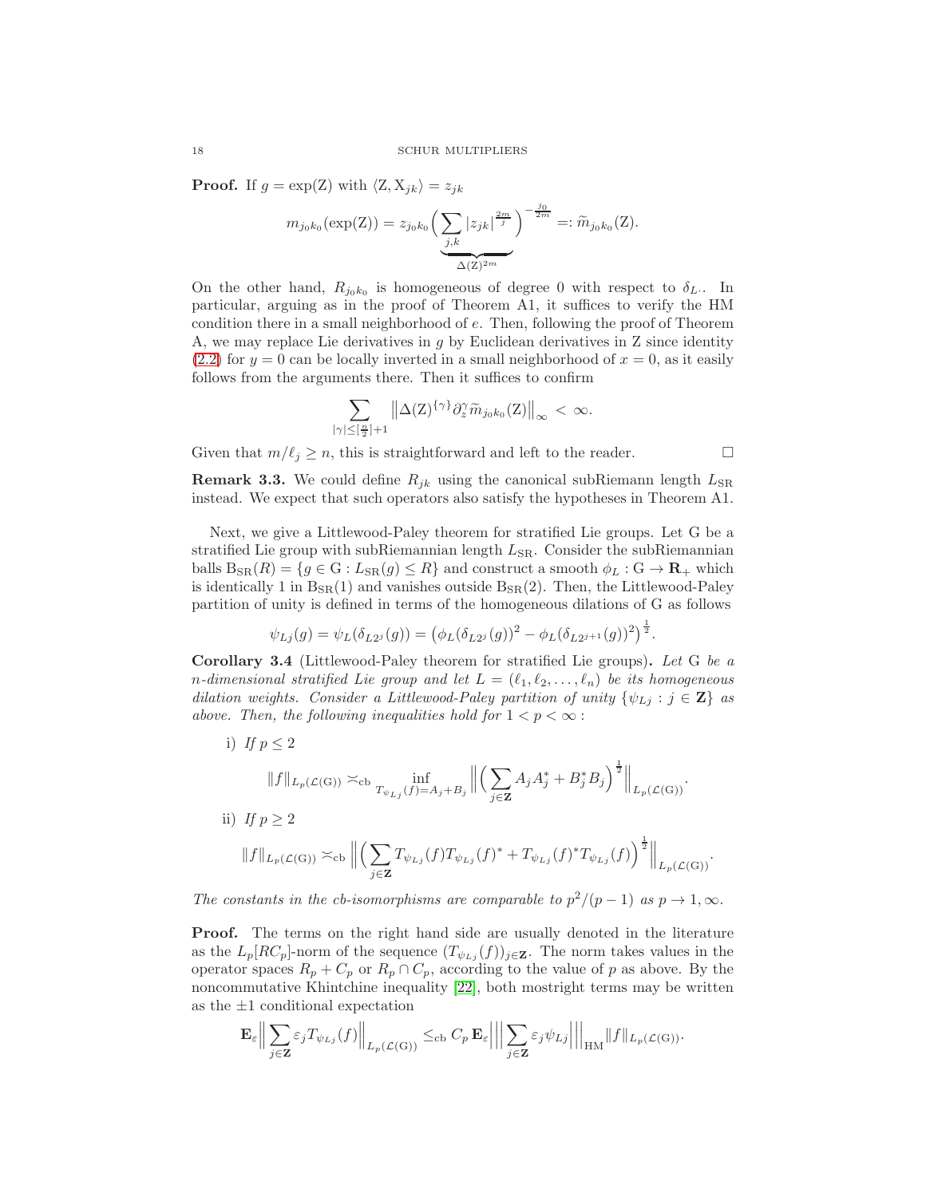**Proof.** If $g = \exp(\mathrm{Z})$ with $\langle \mathrm{Z}, \mathrm{X}_{jk} \rangle = z_{jk}$

$$m_{j_0 k_0}(\exp(\mathrm{Z})) = z_{j_0 k_0} \Big( \underbrace{\sum_{j,k} |z_{jk}|^{\frac{2m}{j}}}_{\Delta(\mathrm{Z})^{2m}} \Big)^{-\frac{j_0}{2m}} =: \widetilde{m}_{j_0 k_0}(\mathrm{Z}).$$

On the other hand, $R_{j_0 k_0}$ is homogeneous of degree 0 with respect to $\delta_{L\cdot}$. In particular, arguing as in the proof of Theorem A1, it suffices to verify the HM condition there in a small neighborhood of $e$. Then, following the proof of Theorem A, we may replace Lie derivatives in $g$ by Euclidean derivatives in Z since identity (2.2) for $y = 0$ can be locally inverted in a small neighborhood of $x = 0$, as it easily follows from the arguments there. Then it suffices to confirm

$$\sum_{|\gamma| \le [\frac{n}{2}]+1} \big\| \Delta(\mathrm{Z})^{\{\gamma\}} \partial_z^\gamma \widetilde{m}_{j_0 k_0}(\mathrm{Z}) \big\|_\infty \, < \, \infty.$$

Given that $m/\ell_j \ge n$, this is straightforward and left to the reader. $\square$

**Remark 3.3.** We could define $R_{jk}$ using the canonical subRiemann length $L_{\mathrm{SR}}$ instead. We expect that such operators also satisfy the hypotheses in Theorem A1.

Next, we give a Littlewood-Paley theorem for stratified Lie groups. Let G be a stratified Lie group with subRiemannian length $L_{\mathrm{SR}}$. Consider the subRiemannian balls $\mathrm{B}_{\mathrm{SR}}(R) = \{g \in \mathrm{G} : L_{\mathrm{SR}}(g) \le R\}$ and construct a smooth $\phi_L : \mathrm{G} \to \mathbf{R}_+$ which is identically 1 in $\mathrm{B}_{\mathrm{SR}}(1)$ and vanishes outside $\mathrm{B}_{\mathrm{SR}}(2)$. Then, the Littlewood-Paley partition of unity is defined in terms of the homogeneous dilations of G as follows

$$\psi_{Lj}(g) = \psi_L(\delta_{L2^j}(g)) = \big( \phi_L(\delta_{L2^j}(g))^2 - \phi_L(\delta_{L2^{j+1}}(g))^2 \big)^{\frac{1}{2}}.$$

**Corollary 3.4** (Littlewood-Paley theorem for stratified Lie groups)**.** *Let* G *be a $n$-dimensional stratified Lie group and let $L = (\ell_1, \ell_2, \ldots, \ell_n)$ be its homogeneous dilation weights. Consider a Littlewood-Paley partition of unity $\{\psi_{Lj} : j \in \mathbf{Z}\}$ as above. Then, the following inequalities hold for $1 < p < \infty$ :*

i) *If $p \le 2$*

$$\|f\|_{L_p(\mathcal{L}(\mathrm{G}))} \asymp_{\mathrm{cb}} \inf_{T_{\psi_{Lj}}(f) = A_j + B_j} \Big\| \Big( \sum_{j \in \mathbf{Z}} A_j A_j^* + B_j^* B_j \Big)^{\frac{1}{2}} \Big\|_{L_p(\mathcal{L}(\mathrm{G}))}.$$

ii) *If $p \ge 2$*

$$\|f\|_{L_p(\mathcal{L}(\mathrm{G}))} \asymp_{\mathrm{cb}} \Big\| \Big( \sum_{j \in \mathbf{Z}} T_{\psi_{Lj}}(f) T_{\psi_{Lj}}(f)^* + T_{\psi_{Lj}}(f)^* T_{\psi_{Lj}}(f) \Big)^{\frac{1}{2}} \Big\|_{L_p(\mathcal{L}(\mathrm{G}))}.$$

*The constants in the cb-isomorphisms are comparable to $p^2/(p-1)$ as $p \to 1, \infty$.*

**Proof.** The terms on the right hand side are usually denoted in the literature as the $L_p[RC_p]$-norm of the sequence $(T_{\psi_{Lj}}(f))_{j \in \mathbf{Z}}$. The norm takes values in the operator spaces $R_p + C_p$ or $R_p \cap C_p$, according to the value of $p$ as above. By the noncommutative Khintchine inequality [22], both mostright terms may be written as the $\pm 1$ conditional expectation

$$\mathbf{E}_\varepsilon \Big\| \sum_{j \in \mathbf{Z}} \varepsilon_j T_{\psi_{Lj}}(f) \Big\|_{L_p(\mathcal{L}(\mathrm{G}))} \le_{\mathrm{cb}} C_p \, \mathbf{E}_\varepsilon \Big|\Big|\Big| \sum_{j \in \mathbf{Z}} \varepsilon_j \psi_{Lj} \Big|\Big|\Big|_{\mathrm{HM}} \|f\|_{L_p(\mathcal{L}(\mathrm{G}))}.$$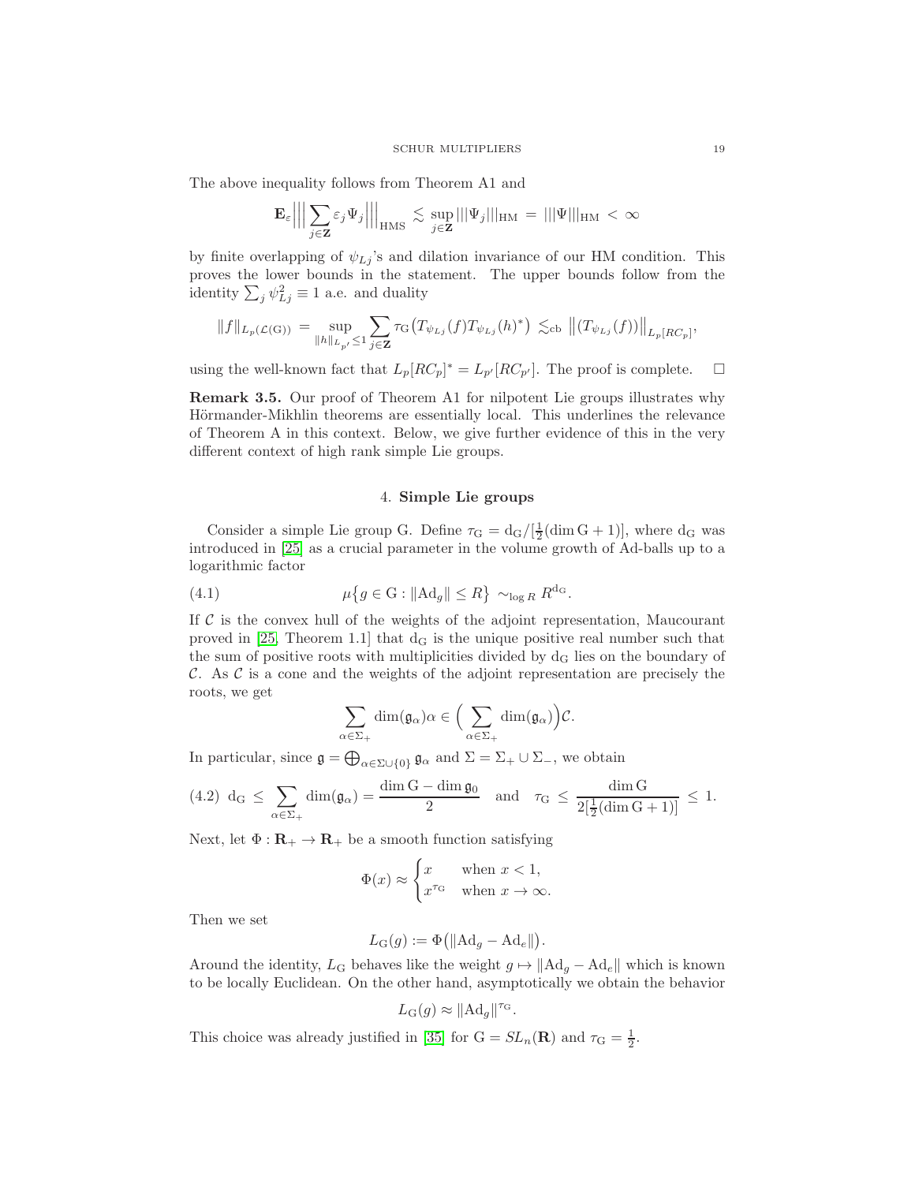The above inequality follows from Theorem A1 and

$$\mathbf{E}_\varepsilon \Big|\Big|\Big| \sum_{j\in\mathbf{Z}} \varepsilon_j \Psi_j \Big|\Big|\Big|_{\mathrm{HMS}} \lesssim \sup_{j\in\mathbf{Z}} |||\Psi_j|||_{\mathrm{HM}} = |||\Psi|||_{\mathrm{HM}} < \infty$$

by finite overlapping of $\psi_{Lj}$'s and dilation invariance of our HM condition. This proves the lower bounds in the statement. The upper bounds follow from the identity $\sum_j \psi_{Lj}^2 \equiv 1$ a.e. and duality

$$\|f\|_{L_p(\mathcal{L}(\mathrm{G}))} = \sup_{\|h\|_{L_{p'}}\le 1} \sum_{j\in\mathbf{Z}} \tau_{\mathrm{G}}\big(T_{\psi_{Lj}}(f) T_{\psi_{Lj}}(h)^*\big) \lesssim_{\mathrm{cb}} \big\|(T_{\psi_{Lj}}(f))\big\|_{L_p[RC_p]},$$

using the well-known fact that $L_p[RC_p]^* = L_{p'}[RC_{p'}]$. The proof is complete. $\square$

**Remark 3.5.** Our proof of Theorem A1 for nilpotent Lie groups illustrates why Hörmander-Mikhlin theorems are essentially local. This underlines the relevance of Theorem A in this context. Below, we give further evidence of this in the very different context of high rank simple Lie groups.

## 4. Simple Lie groups

Consider a simple Lie group G. Define $\tau_{\mathrm{G}} = \mathrm{d}_{\mathrm{G}}/[\frac12(\dim \mathrm{G}+1)]$, where $\mathrm{d}_{\mathrm{G}}$ was introduced in [25] as a crucial parameter in the volume growth of Ad-balls up to a logarithmic factor

$$\mu\big\{g\in \mathrm{G} : \|\mathrm{Ad}_g\| \le R\big\} \sim_{\log R} R^{\mathrm{d}_{\mathrm{G}}}. \tag{4.1}$$

If $\mathcal{C}$ is the convex hull of the weights of the adjoint representation, Maucourant proved in [25, Theorem 1.1] that $\mathrm{d}_{\mathrm{G}}$ is the unique positive real number such that the sum of positive roots with multiplicities divided by $\mathrm{d}_{\mathrm{G}}$ lies on the boundary of $\mathcal{C}$. As $\mathcal{C}$ is a cone and the weights of the adjoint representation are precisely the roots, we get

$$\sum_{\alpha\in\Sigma_+} \dim(\mathfrak{g}_\alpha)\alpha \in \Big(\sum_{\alpha\in\Sigma_+} \dim(\mathfrak{g}_\alpha)\Big)\mathcal{C}.$$

In particular, since $\mathfrak{g} = \bigoplus_{\alpha\in\Sigma\cup\{0\}} \mathfrak{g}_\alpha$ and $\Sigma = \Sigma_+\cup\Sigma_-$, we obtain

$$\mathrm{d}_{\mathrm{G}} \le \sum_{\alpha\in\Sigma_+} \dim(\mathfrak{g}_\alpha) = \frac{\dim \mathrm{G} - \dim \mathfrak{g}_0}{2} \quad \text{and} \quad \tau_{\mathrm{G}} \le \frac{\dim \mathrm{G}}{2[\frac12(\dim\mathrm{G}+1)]} \le 1. \tag{4.2}$$

Next, let $\Phi : \mathbf{R}_+ \to \mathbf{R}_+$ be a smooth function satisfying

$$\Phi(x) \approx \begin{cases} x & \text{when } x<1, \\ x^{\tau_{\mathrm{G}}} & \text{when } x\to\infty. \end{cases}$$

Then we set

$$L_{\mathrm{G}}(g) := \Phi\big(\|\mathrm{Ad}_g - \mathrm{Ad}_e\|\big).$$

Around the identity, $L_{\mathrm{G}}$ behaves like the weight $g\mapsto \|\mathrm{Ad}_g - \mathrm{Ad}_e\|$ which is known to be locally Euclidean. On the other hand, asymptotically we obtain the behavior

$$L_{\mathrm{G}}(g) \approx \|\mathrm{Ad}_g\|^{\tau_{\mathrm{G}}}.$$

This choice was already justified in [35] for $\mathrm{G} = SL_n(\mathbf{R})$ and $\tau_{\mathrm{G}} = \frac12$.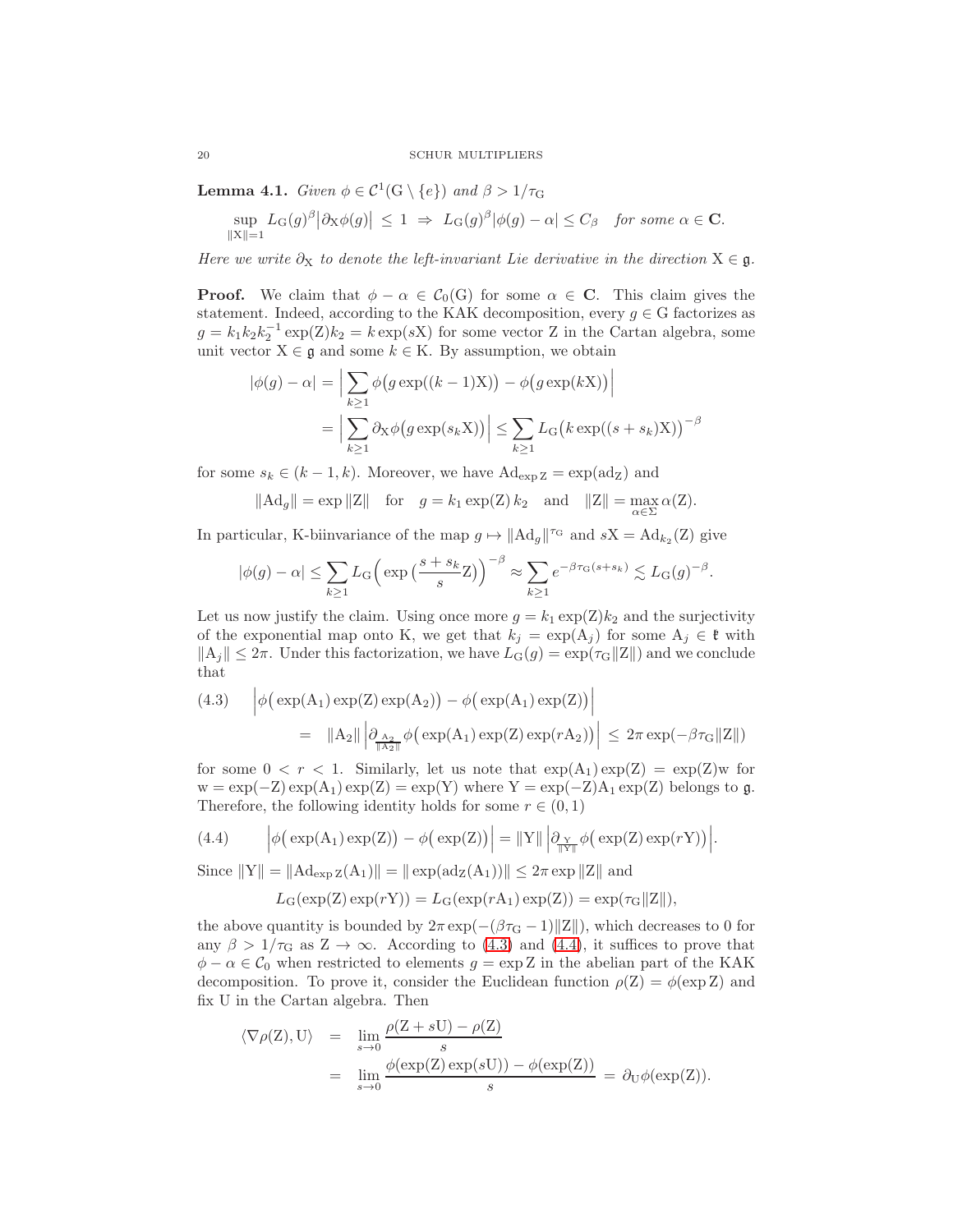**Lemma 4.1.** *Given $\phi \in \mathcal{C}^1(\mathrm{G} \setminus \{e\})$ and $\beta > 1/\tau_\mathrm{G}$*

$$\sup_{\|\mathrm{X}\|=1} L_\mathrm{G}(g)^\beta \big|\partial_\mathrm{X} \phi(g)\big| \, \le \, 1 \ \Rightarrow \ L_\mathrm{G}(g)^\beta |\phi(g) - \alpha| \le C_\beta \quad \textit{for some } \alpha \in \mathbf{C}.$$

*Here we write $\partial_\mathrm{X}$ to denote the left-invariant Lie derivative in the direction $\mathrm{X} \in \mathfrak{g}$.*

**Proof.** We claim that $\phi - \alpha \in \mathcal{C}_0(\mathrm{G})$ for some $\alpha \in \mathbf{C}$. This claim gives the statement. Indeed, according to the KAK decomposition, every $g \in \mathrm{G}$ factorizes as $g = k_1 k_2 k_2^{-1} \exp(\mathrm{Z}) k_2 = k \exp(s\mathrm{X})$ for some vector Z in the Cartan algebra, some unit vector $\mathrm{X} \in \mathfrak{g}$ and some $k \in \mathrm{K}$. By assumption, we obtain

$$\begin{aligned}
|\phi(g) - \alpha| &= \Big| \sum_{k \ge 1} \phi\big(g \exp((k-1)\mathrm{X})\big) - \phi\big(g \exp(k\mathrm{X})\big) \Big| \\
&= \Big| \sum_{k \ge 1} \partial_\mathrm{X} \phi\big(g \exp(s_k \mathrm{X})\big) \Big| \le \sum_{k \ge 1} L_\mathrm{G}\big(k \exp((s+s_k)\mathrm{X})\big)^{-\beta}
\end{aligned}$$

for some $s_k \in (k-1, k)$. Moreover, we have $\mathrm{Ad}_{\exp \mathrm{Z}} = \exp(\mathrm{ad}_\mathrm{Z})$ and

$$\|\mathrm{Ad}_g\| = \exp \|\mathrm{Z}\| \quad \text{for} \quad g = k_1 \exp(\mathrm{Z})\, k_2 \quad \text{and} \quad \|\mathrm{Z}\| = \max_{\alpha \in \Sigma} \alpha(\mathrm{Z}).$$

In particular, K-biinvariance of the map $g \mapsto \|\mathrm{Ad}_g\|^{\tau_\mathrm{G}}$ and $s\mathrm{X} = \mathrm{Ad}_{k_2}(\mathrm{Z})$ give

$$|\phi(g) - \alpha| \le \sum_{k \ge 1} L_\mathrm{G}\Big( \exp\big(\frac{s+s_k}{s}\mathrm{Z}\big)\Big)^{-\beta} \approx \sum_{k \ge 1} e^{-\beta \tau_\mathrm{G}(s+s_k)} \lesssim L_\mathrm{G}(g)^{-\beta}.$$

Let us now justify the claim. Using once more $g = k_1 \exp(\mathrm{Z}) k_2$ and the surjectivity of the exponential map onto K, we get that $k_j = \exp(\mathrm{A}_j)$ for some $\mathrm{A}_j \in \mathfrak{k}$ with $\|\mathrm{A}_j\| \le 2\pi$. Under this factorization, we have $L_\mathrm{G}(g) = \exp(\tau_\mathrm{G} \|\mathrm{Z}\|)$ and we conclude that

$$\begin{aligned}
(4.3) \quad & \Big| \phi\big(\exp(\mathrm{A}_1) \exp(\mathrm{Z}) \exp(\mathrm{A}_2)\big) - \phi\big(\exp(\mathrm{A}_1)\exp(\mathrm{Z})\big) \Big| \\
& \quad = \ \|\mathrm{A}_2\| \, \Big| \partial_{\frac{\mathrm{A}_2}{\|\mathrm{A}_2\|}} \phi\big(\exp(\mathrm{A}_1)\exp(\mathrm{Z})\exp(r\mathrm{A}_2)\big) \Big| \ \le \ 2\pi \exp(-\beta \tau_\mathrm{G} \|\mathrm{Z}\|)
\end{aligned}$$

for some $0 < r < 1$. Similarly, let us note that $\exp(\mathrm{A}_1)\exp(\mathrm{Z}) = \exp(\mathrm{Z})\mathrm{w}$ for $\mathrm{w} = \exp(-\mathrm{Z})\exp(\mathrm{A}_1)\exp(\mathrm{Z}) = \exp(\mathrm{Y})$ where $\mathrm{Y} = \exp(-\mathrm{Z})\mathrm{A}_1 \exp(\mathrm{Z})$ belongs to $\mathfrak{g}$. Therefore, the following identity holds for some $r \in (0,1)$

$$(4.4) \qquad \Big| \phi\big(\exp(\mathrm{A}_1)\exp(\mathrm{Z})\big) - \phi\big(\exp(\mathrm{Z})\big) \Big| = \|\mathrm{Y}\| \, \Big| \partial_{\frac{\mathrm{Y}}{\|\mathrm{Y}\|}} \phi\big(\exp(\mathrm{Z})\exp(r\mathrm{Y})\big) \Big|.$$

Since $\|\mathrm{Y}\| = \|\mathrm{Ad}_{\exp \mathrm{Z}}(\mathrm{A}_1)\| = \|\exp(\mathrm{ad}_\mathrm{Z}(\mathrm{A}_1))\| \le 2\pi \exp \|\mathrm{Z}\|$ and

$$L_\mathrm{G}(\exp(\mathrm{Z})\exp(r\mathrm{Y})) = L_\mathrm{G}(\exp(r\mathrm{A}_1)\exp(\mathrm{Z})) = \exp(\tau_\mathrm{G}\|\mathrm{Z}\|),$$

the above quantity is bounded by $2\pi \exp(-(\beta\tau_\mathrm{G} - 1)\|\mathrm{Z}\|)$, which decreases to 0 for any $\beta > 1/\tau_\mathrm{G}$ as $\mathrm{Z} \to \infty$. According to (4.3) and (4.4), it suffices to prove that $\phi - \alpha \in \mathcal{C}_0$ when restricted to elements $g = \exp \mathrm{Z}$ in the abelian part of the KAK decomposition. To prove it, consider the Euclidean function $\rho(\mathrm{Z}) = \phi(\exp \mathrm{Z})$ and fix U in the Cartan algebra. Then

$$\begin{aligned}
\langle \nabla \rho(\mathrm{Z}), \mathrm{U} \rangle &= \lim_{s \to 0} \frac{\rho(\mathrm{Z} + s\mathrm{U}) - \rho(\mathrm{Z})}{s} \\
&= \lim_{s \to 0} \frac{\phi(\exp(\mathrm{Z})\exp(s\mathrm{U})) - \phi(\exp(\mathrm{Z}))}{s} \ = \ \partial_\mathrm{U} \phi(\exp(\mathrm{Z})).
\end{aligned}$$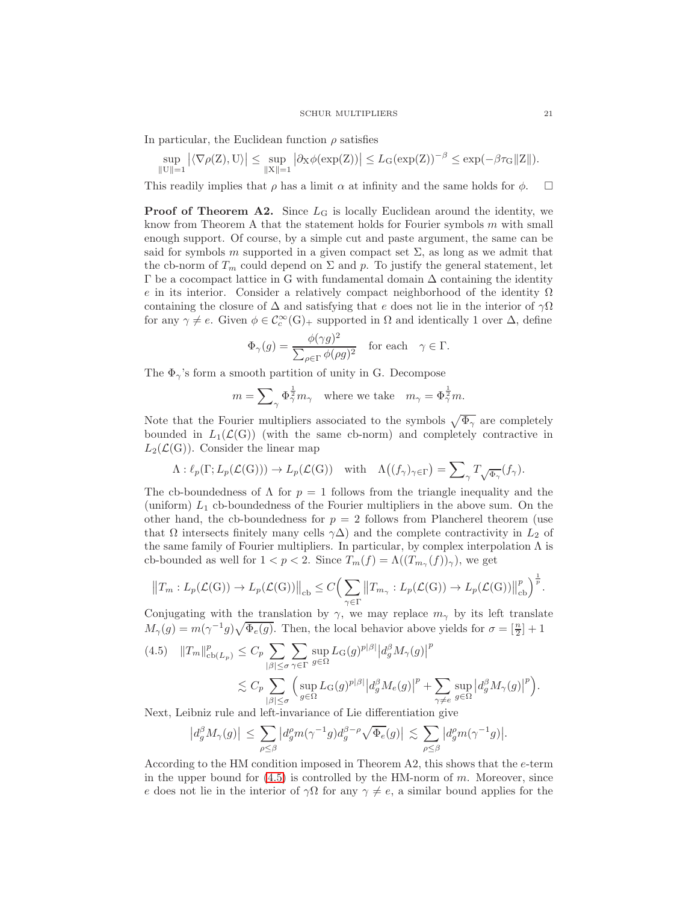In particular, the Euclidean function $\rho$ satisfies

$$\sup_{\|\mathrm{U}\|=1} \big|\langle \nabla\rho(\mathrm{Z}), \mathrm{U}\rangle\big| \le \sup_{\|\mathrm{X}\|=1} \big|\partial_{\mathrm{X}}\phi(\exp(\mathrm{Z}))\big| \le L_{\mathrm{G}}(\exp(\mathrm{Z}))^{-\beta} \le \exp(-\beta\tau_{\mathrm{G}}\|\mathrm{Z}\|).$$

This readily implies that $\rho$ has a limit $\alpha$ at infinity and the same holds for $\phi$. $\square$

**Proof of Theorem A2.** Since $L_{\mathrm{G}}$ is locally Euclidean around the identity, we know from Theorem A that the statement holds for Fourier symbols $m$ with small enough support. Of course, by a simple cut and paste argument, the same can be said for symbols $m$ supported in a given compact set $\Sigma$, as long as we admit that the cb-norm of $T_m$ could depend on $\Sigma$ and $p$. To justify the general statement, let $\Gamma$ be a cocompact lattice in G with fundamental domain $\Delta$ containing the identity $e$ in its interior. Consider a relatively compact neighborhood of the identity $\Omega$ containing the closure of $\Delta$ and satisfying that $e$ does not lie in the interior of $\gamma\Omega$ for any $\gamma \neq e$. Given $\phi \in \mathcal{C}_c^\infty(\mathrm{G})_+$ supported in $\Omega$ and identically 1 over $\Delta$, define

$$\Phi_\gamma(g) = \frac{\phi(\gamma g)^2}{\sum_{\rho\in\Gamma}\phi(\rho g)^2} \quad \text{for each} \quad \gamma\in\Gamma.$$

The $\Phi_\gamma$'s form a smooth partition of unity in G. Decompose

$$m = \sum_\gamma \Phi_\gamma^{\frac12} m_\gamma \quad \text{where we take} \quad m_\gamma = \Phi_\gamma^{\frac12} m.$$

Note that the Fourier multipliers associated to the symbols $\sqrt{\Phi_\gamma}$ are completely bounded in $L_1(\mathcal{L}(\mathrm{G}))$ (with the same cb-norm) and completely contractive in $L_2(\mathcal{L}(\mathrm{G}))$. Consider the linear map

$$\Lambda : \ell_p(\Gamma; L_p(\mathcal{L}(\mathrm{G}))) \to L_p(\mathcal{L}(\mathrm{G})) \quad \text{with} \quad \Lambda\big((f_\gamma)_{\gamma\in\Gamma}\big) = \sum_\gamma T_{\sqrt{\Phi_\gamma}}(f_\gamma).$$

The cb-boundedness of $\Lambda$ for $p=1$ follows from the triangle inequality and the (uniform) $L_1$ cb-boundedness of the Fourier multipliers in the above sum. On the other hand, the cb-boundedness for $p=2$ follows from Plancherel theorem (use that $\Omega$ intersects finitely many cells $\gamma\Delta$) and the complete contractivity in $L_2$ of the same family of Fourier multipliers. In particular, by complex interpolation $\Lambda$ is cb-bounded as well for $1<p<2$. Since $T_m(f) = \Lambda((T_{m_\gamma}(f))_\gamma)$, we get

$$\big\|T_m : L_p(\mathcal{L}(\mathrm{G})) \to L_p(\mathcal{L}(\mathrm{G}))\big\|_{\mathrm{cb}} \le C\Big(\sum_{\gamma\in\Gamma}\big\|T_{m_\gamma} : L_p(\mathcal{L}(\mathrm{G})) \to L_p(\mathcal{L}(\mathrm{G}))\big\|_{\mathrm{cb}}^p\Big)^{\frac1p}.$$

Conjugating with the translation by $\gamma$, we may replace $m_\gamma$ by its left translate $M_\gamma(g) = m(\gamma^{-1}g)\sqrt{\Phi_e(g)}$. Then, the local behavior above yields for $\sigma = [\frac{n}{2}]+1$

$$\begin{aligned}(4.5)\quad \|T_m\|_{\mathrm{cb}(L_p)}^p &\le C_p \sum_{|\beta|\le\sigma}\sum_{\gamma\in\Gamma}\sup_{g\in\Omega} L_{\mathrm{G}}(g)^{p|\beta|}\big|d_g^\beta M_\gamma(g)\big|^p \\ &\lesssim C_p \sum_{|\beta|\le\sigma}\Big(\sup_{g\in\Omega} L_{\mathrm{G}}(g)^{p|\beta|}\big|d_g^\beta M_e(g)\big|^p + \sum_{\gamma\neq e}\sup_{g\in\Omega}\big|d_g^\beta M_\gamma(g)\big|^p\Big).\end{aligned}$$

Next, Leibniz rule and left-invariance of Lie differentiation give

$$\big|d_g^\beta M_\gamma(g)\big| \le \sum_{\rho\le\beta}\big|d_g^\rho m(\gamma^{-1}g)d_g^{\beta-\rho}\sqrt{\Phi_e}(g)\big| \lesssim \sum_{\rho\le\beta}\big|d_g^\rho m(\gamma^{-1}g)\big|.$$

According to the HM condition imposed in Theorem A2, this shows that the $e$-term in the upper bound for (4.5) is controlled by the HM-norm of $m$. Moreover, since $e$ does not lie in the interior of $\gamma\Omega$ for any $\gamma\neq e$, a similar bound applies for the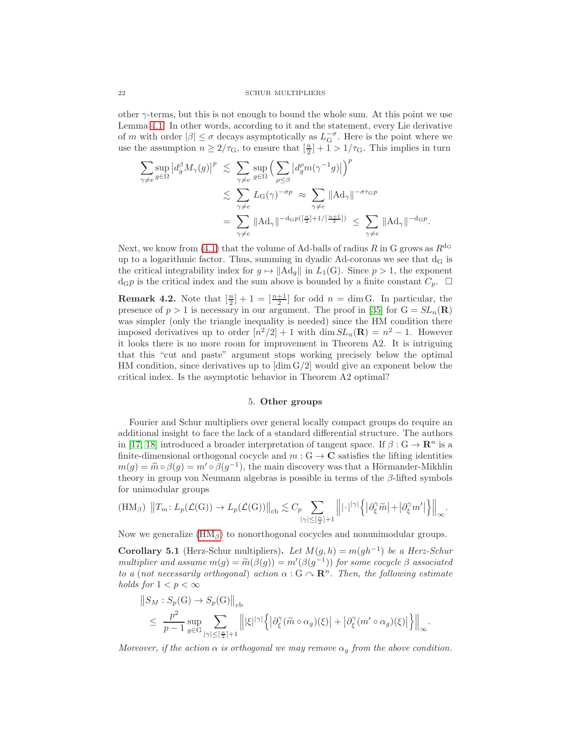other $\gamma$-terms, but this is not enough to bound the whole sum. At this point we use Lemma 4.1. In other words, according to it and the statement, every Lie derivative of $m$ with order $|\beta| \le \sigma$ decays asymptotically as $L_{\mathrm{G}}^{-\sigma}$. Here is the point where we use the assumption $n \ge 2/\tau_{\mathrm{G}}$, to ensure that $[\frac{n}{2}] + 1 > 1/\tau_{\mathrm{G}}$. This implies in turn

$$
\begin{aligned}
\sum_{\gamma \neq e} \sup_{g \in \Omega} \big| d_g^\beta M_\gamma(g) \big|^p & \lesssim \sum_{\gamma \neq e} \sup_{g \in \Omega} \Big( \sum_{\rho \le \beta} \big| d_g^\rho m(\gamma^{-1} g) \big| \Big)^p \\
& \lesssim \sum_{\gamma \neq e} L_{\mathrm{G}}(\gamma)^{-\sigma p} \ \approx \ \sum_{\gamma \neq e} \|\mathrm{Ad}_\gamma\|^{-\sigma \tau_{\mathrm{G}} p} \\
& = \sum_{\gamma \neq e} \|\mathrm{Ad}_\gamma\|^{-\mathrm{d}_{\mathrm{G}} p ([\frac{n}{2}] + 1 / [\frac{n+1}{2}])} \ \le \ \sum_{\gamma \neq e} \|\mathrm{Ad}_\gamma\|^{-\mathrm{d}_{\mathrm{G}} p}.
\end{aligned}
$$

Next, we know from (4.1) that the volume of Ad-balls of radius $R$ in G grows as $R^{\mathrm{d}_{\mathrm{G}}}$ up to a logarithmic factor. Thus, summing in dyadic Ad-coronas we see that $\mathrm{d}_{\mathrm{G}}$ is the critical integrability index for $g \mapsto \|\mathrm{Ad}_g\|$ in $L_1(\mathrm{G})$. Since $p > 1$, the exponent $\mathrm{d}_{\mathrm{G}} p$ is the critical index and the sum above is bounded by a finite constant $C_p$. $\square$

**Remark 4.2.** Note that $[\frac{n}{2}] + 1 = [\frac{n+1}{2}]$ for odd $n = \dim \mathrm{G}$. In particular, the presence of $p > 1$ is necessary in our argument. The proof in [35] for $\mathrm{G} = SL_n(\mathbf{R})$ was simpler (only the triangle inequality is needed) since the HM condition there imposed derivatives up to order $[n^2/2] + 1$ with $\dim SL_n(\mathbf{R}) = n^2 - 1$. However it looks there is no more room for improvement in Theorem A2. It is intriguing that this "cut and paste" argument stops working precisely below the optimal HM condition, since derivatives up to $[\dim \mathrm{G}/2]$ would give an exponent below the critical index. Is the asymptotic behavior in Theorem A2 optimal?

## 5. Other groups

Fourier and Schur multipliers over general locally compact groups do require an additional insight to face the lack of a standard differential structure. The authors in [17, 18] introduced a broader interpretation of tangent space. If $\beta : \mathrm{G} \to \mathbf{R}^n$ is a finite-dimensional orthogonal cocycle and $m : \mathrm{G} \to \mathbf{C}$ satisfies the lifting identities $m(g) = \widetilde{m} \circ \beta(g) = m' \circ \beta(g^{-1})$, the main discovery was that a Hörmander-Mikhlin theory in group von Neumann algebras is possible in terms of the $\beta$-lifted symbols for unimodular groups

$$
(\mathrm{HM}_\beta) \ \ \big\| T_m \colon L_p(\mathcal{L}(\mathrm{G})) \to L_p(\mathcal{L}(\mathrm{G})) \big\|_{\mathrm{cb}} \lesssim C_p \sum_{|\gamma| \le [\frac{n}{2}]+1} \Big\| |\cdot|^{|\gamma|} \Big\{ \big| \partial_\xi^\gamma \widetilde{m} \big| + \big| \partial_\xi^\gamma m' \big| \Big\} \Big\|_\infty.
$$

Now we generalize ($\mathrm{HM}_\beta$) to nonorthogonal cocycles and nonunimodular groups.

**Corollary 5.1** (Herz-Schur multipliers)**.** *Let $M(g,h) = m(gh^{-1})$ be a Herz-Schur multiplier and assume $m(g) = \widetilde{m}(\beta(g)) = m'(\beta(g^{-1}))$ for some cocycle $\beta$ associated to a (not necessarily orthogonal) action $\alpha : \mathrm{G} \curvearrowright \mathbf{R}^n$. Then, the following estimate holds for $1 < p < \infty$*

$$
\begin{aligned}
& \big\| S_M : S_p(\mathrm{G}) \to S_p(\mathrm{G}) \big\|_{\mathrm{cb}} \\
& \quad \le \ \frac{p^2}{p-1} \sup_{g \in \mathrm{G}} \sum_{|\gamma| \le [\frac{n}{2}]+1} \Big\| |\xi|^{|\gamma|} \Big\{ \big| \partial_\xi^\gamma (\widetilde{m} \circ \alpha_g)(\xi) \big| + \big| \partial_\xi^\gamma (m' \circ \alpha_g)(\xi) \big| \Big\} \Big\|_\infty.
\end{aligned}
$$

*Moreover, if the action $\alpha$ is orthogonal we may remove $\alpha_g$ from the above condition.*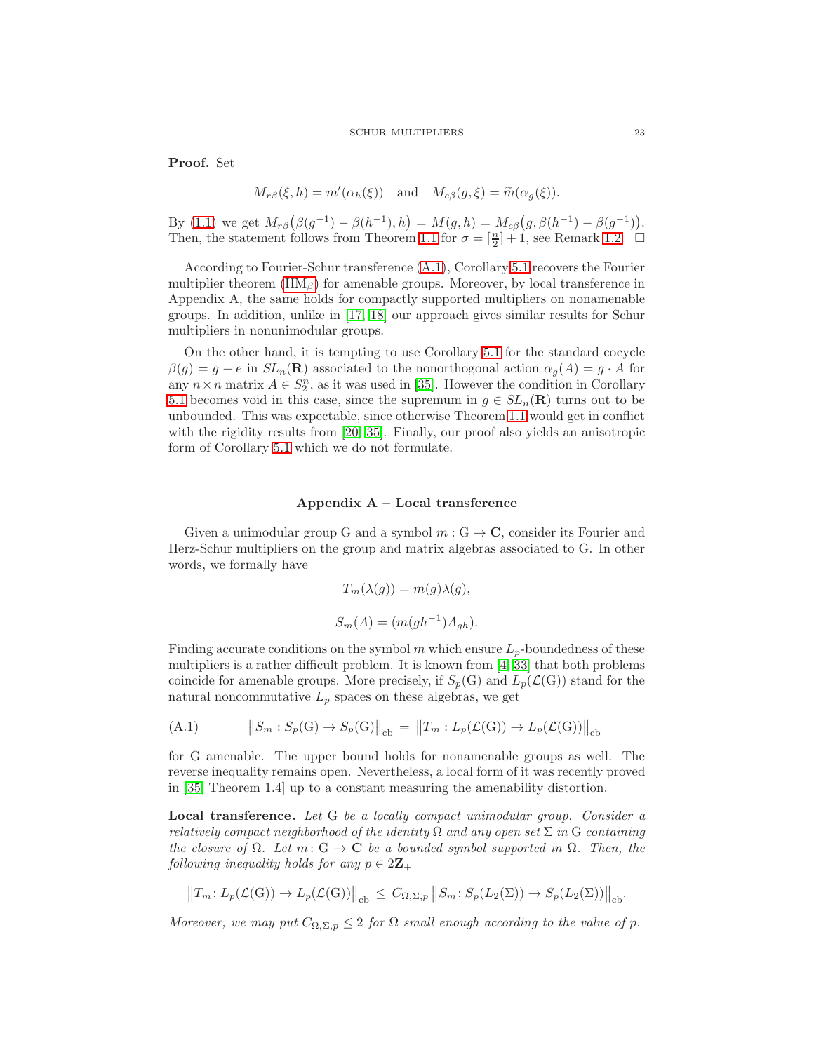**Proof.** Set

$$M_{r\beta}(\xi, h) = m'(\alpha_h(\xi)) \quad \text{and} \quad M_{c\beta}(g, \xi) = \widetilde{m}(\alpha_g(\xi)).$$

By (1.1) we get $M_{r\beta}\big(\beta(g^{-1}) - \beta(h^{-1}), h\big) = M(g,h) = M_{c\beta}\big(g, \beta(h^{-1}) - \beta(g^{-1})\big)$. Then, the statement follows from Theorem 1.1 for $\sigma = [\frac{n}{2}] + 1$, see Remark 1.2. $\square$

According to Fourier-Schur transference (A.1), Corollary 5.1 recovers the Fourier multiplier theorem ($\mathrm{HM}_\beta$) for amenable groups. Moreover, by local transference in Appendix A, the same holds for compactly supported multipliers on nonamenable groups. In addition, unlike in [17, 18] our approach gives similar results for Schur multipliers in nonunimodular groups.

On the other hand, it is tempting to use Corollary 5.1 for the standard cocycle $\beta(g) = g - e$ in $SL_n(\mathbf{R})$ associated to the nonorthogonal action $\alpha_g(A) = g \cdot A$ for any $n \times n$ matrix $A \in S_2^n$, as it was used in [35]. However the condition in Corollary 5.1 becomes void in this case, since the supremum in $g \in SL_n(\mathbf{R})$ turns out to be unbounded. This was expectable, since otherwise Theorem 1.1 would get in conflict with the rigidity results from [20, 35]. Finally, our proof also yields an anisotropic form of Corollary 5.1 which we do not formulate.

## Appendix A – Local transference

Given a unimodular group G and a symbol $m : \mathrm{G} \to \mathbf{C}$, consider its Fourier and Herz-Schur multipliers on the group and matrix algebras associated to G. In other words, we formally have

$$T_m(\lambda(g)) = m(g)\lambda(g),$$

$$S_m(A) = (m(gh^{-1})A_{gh}).$$

Finding accurate conditions on the symbol $m$ which ensure $L_p$-boundedness of these multipliers is a rather difficult problem. It is known from [4, 33] that both problems coincide for amenable groups. More precisely, if $S_p(\mathrm{G})$ and $L_p(\mathcal{L}(\mathrm{G}))$ stand for the natural noncommutative $L_p$ spaces on these algebras, we get

$$\big\| S_m : S_p(\mathrm{G}) \to S_p(\mathrm{G}) \big\|_{\mathrm{cb}} = \big\| T_m : L_p(\mathcal{L}(\mathrm{G})) \to L_p(\mathcal{L}(\mathrm{G})) \big\|_{\mathrm{cb}} \tag{A.1}$$

for G amenable. The upper bound holds for nonamenable groups as well. The reverse inequality remains open. Nevertheless, a local form of it was recently proved in [35, Theorem 1.4] up to a constant measuring the amenability distortion.

**Local transference.** *Let* G *be a locally compact unimodular group. Consider a relatively compact neighborhood of the identity* $\Omega$ *and any open set* $\Sigma$ *in* G *containing the closure of* $\Omega$*. Let* $m \colon \mathrm{G} \to \mathbf{C}$ *be a bounded symbol supported in* $\Omega$*. Then, the following inequality holds for any* $p \in 2\mathbf{Z}_+$

$$\big\| T_m \colon L_p(\mathcal{L}(\mathrm{G})) \to L_p(\mathcal{L}(\mathrm{G})) \big\|_{\mathrm{cb}} \leq C_{\Omega,\Sigma,p} \big\| S_m \colon S_p(L_2(\Sigma)) \to S_p(L_2(\Sigma)) \big\|_{\mathrm{cb}}.$$

*Moreover, we may put* $C_{\Omega,\Sigma,p} \leq 2$ *for* $\Omega$ *small enough according to the value of* $p$*.*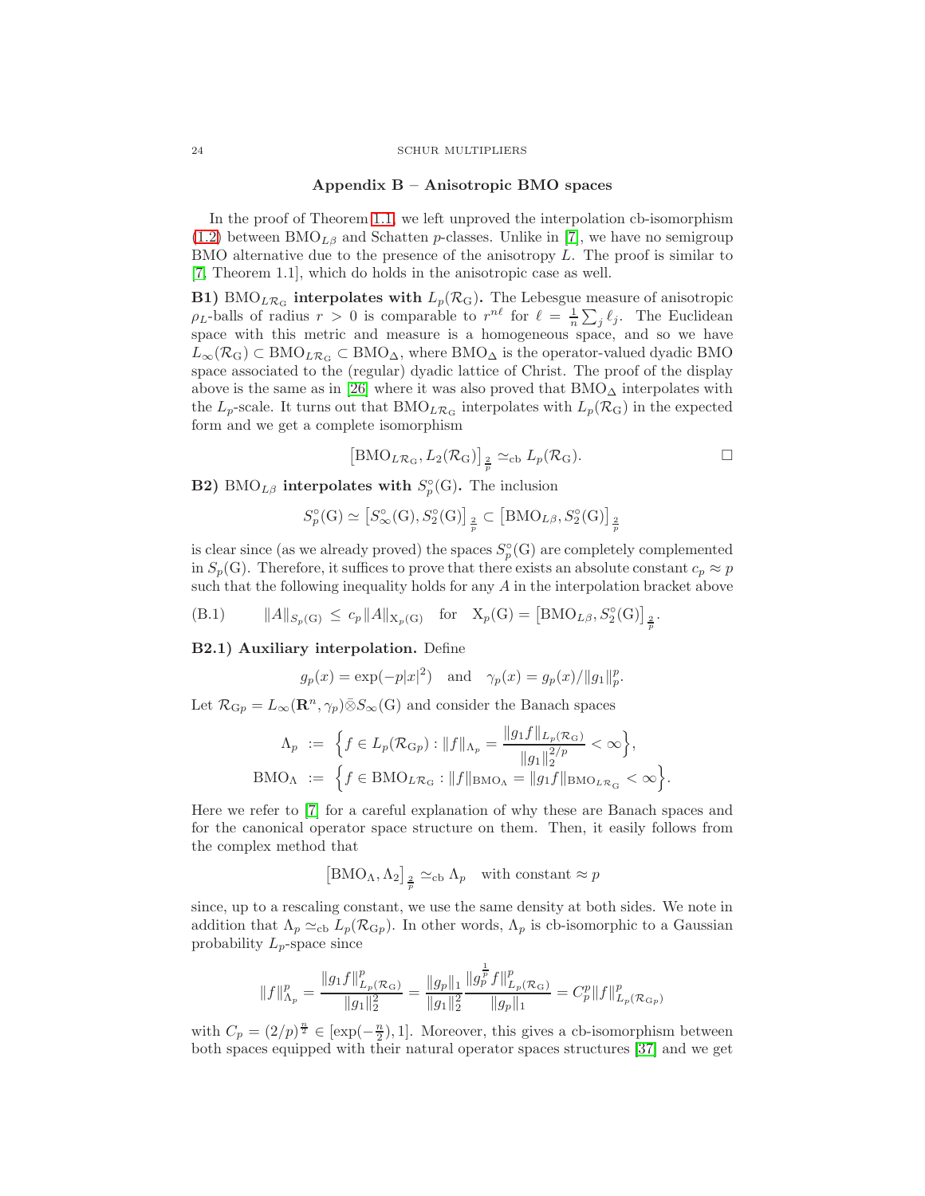## Appendix B – Anisotropic BMO spaces

In the proof of Theorem 1.1, we left unproved the interpolation cb-isomorphism (1.2) between $\mathrm{BMO}_{L\beta}$ and Schatten $p$-classes. Unlike in [7], we have no semigroup BMO alternative due to the presence of the anisotropy $L$. The proof is similar to [7, Theorem 1.1], which do holds in the anisotropic case as well.

**B1)** $\mathrm{BMO}_{L\mathcal{R}_{\mathrm{G}}}$ **interpolates with** $L_p(\mathcal{R}_{\mathrm{G}})$**.** The Lebesgue measure of anisotropic $\rho_L$-balls of radius $r > 0$ is comparable to $r^{n\ell}$ for $\ell = \frac{1}{n}\sum_j \ell_j$. The Euclidean space with this metric and measure is a homogeneous space, and so we have $L_\infty(\mathcal{R}_{\mathrm{G}}) \subset \mathrm{BMO}_{L\mathcal{R}_{\mathrm{G}}} \subset \mathrm{BMO}_\Delta$, where $\mathrm{BMO}_\Delta$ is the operator-valued dyadic BMO space associated to the (regular) dyadic lattice of Christ. The proof of the display above is the same as in [26] where it was also proved that $\mathrm{BMO}_\Delta$ interpolates with the $L_p$-scale. It turns out that $\mathrm{BMO}_{L\mathcal{R}_{\mathrm{G}}}$ interpolates with $L_p(\mathcal{R}_{\mathrm{G}})$ in the expected form and we get a complete isomorphism

$$\big[\mathrm{BMO}_{L\mathcal{R}_{\mathrm{G}}}, L_2(\mathcal{R}_{\mathrm{G}})\big]_{\frac{2}{p}} \simeq_{\mathrm{cb}} L_p(\mathcal{R}_{\mathrm{G}}). \qquad \square$$

**B2)** $\mathrm{BMO}_{L\beta}$ **interpolates with** $S_p^\circ(\mathrm{G})$**.** The inclusion

$$S_p^\circ(\mathrm{G}) \simeq \big[S_\infty^\circ(\mathrm{G}), S_2^\circ(\mathrm{G})\big]_{\frac{2}{p}} \subset \big[\mathrm{BMO}_{L\beta}, S_2^\circ(\mathrm{G})\big]_{\frac{2}{p}}$$

is clear since (as we already proved) the spaces $S_p^\circ(\mathrm{G})$ are completely complemented in $S_p(\mathrm{G})$. Therefore, it suffices to prove that there exists an absolute constant $c_p \approx p$ such that the following inequality holds for any $A$ in the interpolation bracket above

$$\|A\|_{S_p(\mathrm{G})} \le c_p \|A\|_{\mathrm{X}_p(\mathrm{G})} \quad \text{for} \quad \mathrm{X}_p(\mathrm{G}) = \big[\mathrm{BMO}_{L\beta}, S_2^\circ(\mathrm{G})\big]_{\frac{2}{p}}. \tag{B.1}$$

**B2.1) Auxiliary interpolation.** Define

$$g_p(x) = \exp(-p|x|^2) \quad \text{and} \quad \gamma_p(x) = g_p(x)/\|g_1\|_p^p.$$

Let $\mathcal{R}_{\mathrm{G}p} = L_\infty(\mathbf{R}^n, \gamma_p)\bar{\otimes} S_\infty(\mathrm{G})$ and consider the Banach spaces

$$\begin{aligned}
\Lambda_p &:= \Big\{ f \in L_p(\mathcal{R}_{\mathrm{G}p}) : \|f\|_{\Lambda_p} = \frac{\|g_1 f\|_{L_p(\mathcal{R}_{\mathrm{G}})}}{\|g_1\|_2^{2/p}} < \infty \Big\}, \\
\mathrm{BMO}_\Lambda &:= \Big\{ f \in \mathrm{BMO}_{L\mathcal{R}_{\mathrm{G}}} : \|f\|_{\mathrm{BMO}_\Lambda} = \|g_1 f\|_{\mathrm{BMO}_{L\mathcal{R}_{\mathrm{G}}}} < \infty \Big\}.
\end{aligned}$$

Here we refer to [7] for a careful explanation of why these are Banach spaces and for the canonical operator space structure on them. Then, it easily follows from the complex method that

$$\big[\mathrm{BMO}_\Lambda, \Lambda_2\big]_{\frac{2}{p}} \simeq_{\mathrm{cb}} \Lambda_p \quad \text{with constant} \approx p$$

since, up to a rescaling constant, we use the same density at both sides. We note in addition that $\Lambda_p \simeq_{\mathrm{cb}} L_p(\mathcal{R}_{\mathrm{G}p})$. In other words, $\Lambda_p$ is cb-isomorphic to a Gaussian probability $L_p$-space since

$$\|f\|_{\Lambda_p}^p = \frac{\|g_1 f\|_{L_p(\mathcal{R}_{\mathrm{G}})}^p}{\|g_1\|_2^2} = \frac{\|g_p\|_1}{\|g_1\|_2^2} \frac{\|g_p^{\frac{1}{p}} f\|_{L_p(\mathcal{R}_{\mathrm{G}})}^p}{\|g_p\|_1} = C_p^p \|f\|_{L_p(\mathcal{R}_{\mathrm{G}p})}^p$$

with $C_p = (2/p)^{\frac{n}{2}} \in [\exp(-\frac{n}{2}), 1]$. Moreover, this gives a cb-isomorphism between both spaces equipped with their natural operator spaces structures [37] and we get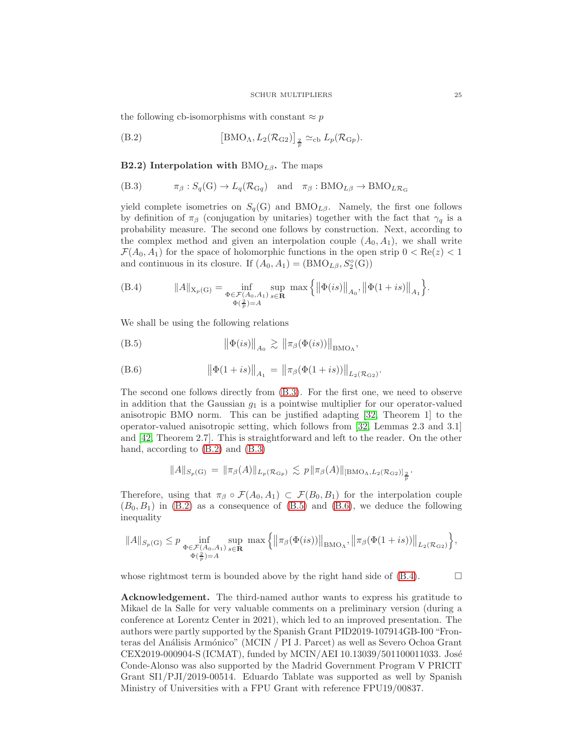the following cb-isomorphisms with constant $\approx p$

$$\big[\mathrm{BMO}_\Lambda, L_2(\mathcal{R}_{\mathrm{G}2})\big]_{\frac{2}{p}} \simeq_{\mathrm{cb}} L_p(\mathcal{R}_{\mathrm{G}p}). \tag{B.2}$$

**B2.2) Interpolation with $\mathrm{BMO}_{L\beta}$.** The maps

$$\pi_\beta : S_q(\mathrm{G}) \to L_q(\mathcal{R}_{\mathrm{G}q}) \quad \text{and} \quad \pi_\beta : \mathrm{BMO}_{L\beta} \to \mathrm{BMO}_{L\mathcal{R}_\mathrm{G}} \tag{B.3}$$

yield complete isometries on $S_q(\mathrm{G})$ and $\mathrm{BMO}_{L\beta}$. Namely, the first one follows by definition of $\pi_\beta$ (conjugation by unitaries) together with the fact that $\gamma_q$ is a probability measure. The second one follows by construction. Next, according to the complex method and given an interpolation couple $(A_0, A_1)$, we shall write $\mathcal{F}(A_0, A_1)$ for the space of holomorphic functions in the open strip $0 < \mathrm{Re}(z) < 1$ and continuous in its closure. If $(A_0, A_1) = (\mathrm{BMO}_{L\beta}, S_2^c(\mathrm{G}))$

$$\|A\|_{\mathrm{X}_p(\mathrm{G})} = \inf_{\substack{\Phi \in \mathcal{F}(A_0,A_1) \\ \Phi(\frac{2}{p}) = A}} \sup_{s \in \mathbf{R}} \max \Big\{ \big\|\Phi(is)\big\|_{A_0}, \big\|\Phi(1+is)\big\|_{A_1} \Big\}. \tag{B.4}$$

We shall be using the following relations

$$\big\|\Phi(is)\big\|_{A_0} \gtrsim \big\|\pi_\beta(\Phi(is))\big\|_{\mathrm{BMO}_\Lambda}, \tag{B.5}$$

$$\big\|\Phi(1+is)\big\|_{A_1} = \big\|\pi_\beta(\Phi(1+is))\big\|_{L_2(\mathcal{R}_{\mathrm{G}2})}. \tag{B.6}$$

The second one follows directly from (B.3). For the first one, we need to observe in addition that the Gaussian $g_1$ is a pointwise multiplier for our operator-valued anisotropic BMO norm. This can be justified adapting [32, Theorem 1] to the operator-valued anisotropic setting, which follows from [32, Lemmas 2.3 and 3.1] and [42, Theorem 2.7]. This is straightforward and left to the reader. On the other hand, according to (B.2) and (B.3)

$$\|A\|_{S_p(\mathrm{G})} = \|\pi_\beta(A)\|_{L_p(\mathcal{R}_{\mathrm{G}p})} \lesssim p \|\pi_\beta(A)\|_{[\mathrm{BMO}_\Lambda, L_2(\mathcal{R}_{\mathrm{G}2})]_{\frac{2}{p}}}.$$

Therefore, using that $\pi_\beta \circ \mathcal{F}(A_0, A_1) \subset \mathcal{F}(B_0, B_1)$ for the interpolation couple $(B_0, B_1)$ in (B.2) as a consequence of (B.5) and (B.6), we deduce the following inequality

$$\|A\|_{S_p(\mathrm{G})} \le p \inf_{\substack{\Phi \in \mathcal{F}(A_0,A_1) \\ \Phi(\frac{2}{p}) = A}} \sup_{s \in \mathbf{R}} \max \Big\{ \big\|\pi_\beta(\Phi(is))\big\|_{\mathrm{BMO}_\Lambda}, \big\|\pi_\beta(\Phi(1+is))\big\|_{L_2(\mathcal{R}_{\mathrm{G}2})} \Big\},$$

whose rightmost term is bounded above by the right hand side of (B.4). □

**Acknowledgement.** The third-named author wants to express his gratitude to Mikael de la Salle for very valuable comments on a preliminary version (during a conference at Lorentz Center in 2021), which led to an improved presentation. The authors were partly supported by the Spanish Grant PID2019-107914GB-I00 "Fronteras del Análisis Armónico" (MCIN / PI J. Parcet) as well as Severo Ochoa Grant CEX2019-000904-S (ICMAT), funded by MCIN/AEI 10.13039/501100011033. José Conde-Alonso was also supported by the Madrid Government Program V PRICIT Grant SI1/PJI/2019-00514. Eduardo Tablate was supported as well by Spanish Ministry of Universities with a FPU Grant with reference FPU19/00837.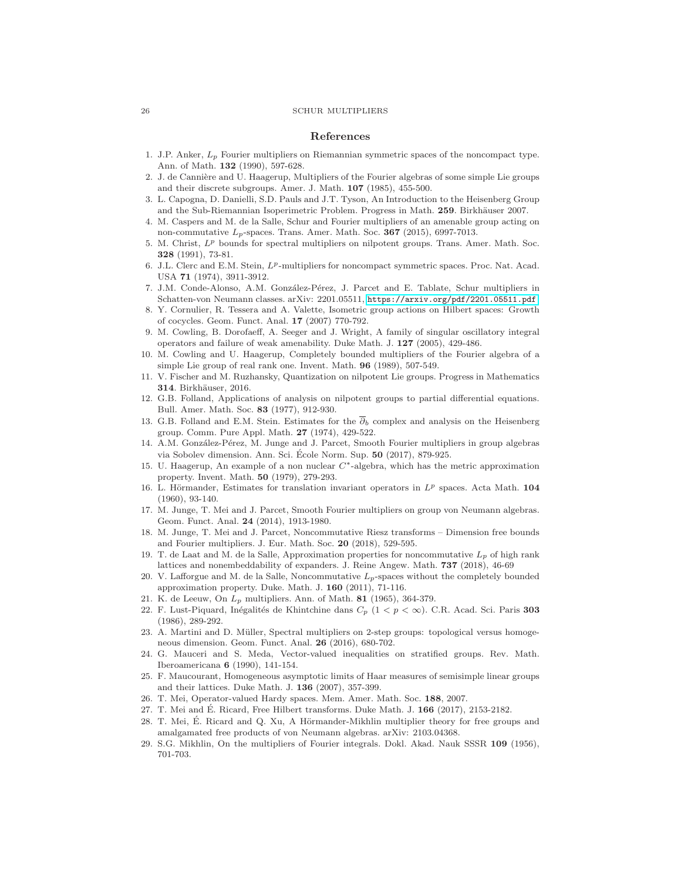## References

1. J.P. Anker, $L_p$ Fourier multipliers on Riemannian symmetric spaces of the noncompact type. Ann. of Math. **132** (1990), 597-628.
2. J. de Cannière and U. Haagerup, Multipliers of the Fourier algebras of some simple Lie groups and their discrete subgroups. Amer. J. Math. **107** (1985), 455-500.
3. L. Capogna, D. Danielli, S.D. Pauls and J.T. Tyson, An Introduction to the Heisenberg Group and the Sub-Riemannian Isoperimetric Problem. Progress in Math. **259**. Birkhäuser 2007.
4. M. Caspers and M. de la Salle, Schur and Fourier multipliers of an amenable group acting on non-commutative $L_p$-spaces. Trans. Amer. Math. Soc. **367** (2015), 6997-7013.
5. M. Christ, $L^p$ bounds for spectral multipliers on nilpotent groups. Trans. Amer. Math. Soc. **328** (1991), 73-81.
6. J.L. Clerc and E.M. Stein, $L^p$-multipliers for noncompact symmetric spaces. Proc. Nat. Acad. USA **71** (1974), 3911-3912.
7. J.M. Conde-Alonso, A.M. González-Pérez, J. Parcet and E. Tablate, Schur multipliers in Schatten-von Neumann classes. arXiv: 2201.05511, https://arxiv.org/pdf/2201.05511.pdf
8. Y. Cornulier, R. Tessera and A. Valette, Isometric group actions on Hilbert spaces: Growth of cocycles. Geom. Funct. Anal. **17** (2007) 770-792.
9. M. Cowling, B. Dorofaeff, A. Seeger and J. Wright, A family of singular oscillatory integral operators and failure of weak amenability. Duke Math. J. **127** (2005), 429-486.
10. M. Cowling and U. Haagerup, Completely bounded multipliers of the Fourier algebra of a simple Lie group of real rank one. Invent. Math. **96** (1989), 507-549.
11. V. Fischer and M. Ruzhansky, Quantization on nilpotent Lie groups. Progress in Mathematics **314**. Birkhäuser, 2016.
12. G.B. Folland, Applications of analysis on nilpotent groups to partial differential equations. Bull. Amer. Math. Soc. **83** (1977), 912-930.
13. G.B. Folland and E.M. Stein. Estimates for the $\overline{\partial}_b$ complex and analysis on the Heisenberg group. Comm. Pure Appl. Math. **27** (1974), 429-522.
14. A.M. González-Pérez, M. Junge and J. Parcet, Smooth Fourier multipliers in group algebras via Sobolev dimension. Ann. Sci. École Norm. Sup. **50** (2017), 879-925.
15. U. Haagerup, An example of a non nuclear $C^*$-algebra, which has the metric approximation property. Invent. Math. **50** (1979), 279-293.
16. L. Hörmander, Estimates for translation invariant operators in $L^p$ spaces. Acta Math. **104** (1960), 93-140.
17. M. Junge, T. Mei and J. Parcet, Smooth Fourier multipliers on group von Neumann algebras. Geom. Funct. Anal. **24** (2014), 1913-1980.
18. M. Junge, T. Mei and J. Parcet, Noncommutative Riesz transforms – Dimension free bounds and Fourier multipliers. J. Eur. Math. Soc. **20** (2018), 529-595.
19. T. de Laat and M. de la Salle, Approximation properties for noncommutative $L_p$ of high rank lattices and nonembeddability of expanders. J. Reine Angew. Math. **737** (2018), 46-69
20. V. Lafforgue and M. de la Salle, Noncommutative $L_p$-spaces without the completely bounded approximation property. Duke. Math. J. **160** (2011), 71-116.
21. K. de Leeuw, On $L_p$ multipliers. Ann. of Math. **81** (1965), 364-379.
22. F. Lust-Piquard, Inégalités de Khintchine dans $C_p$ $(1 < p < \infty)$. C.R. Acad. Sci. Paris **303** (1986), 289-292.
23. A. Martini and D. Müller, Spectral multipliers on 2-step groups: topological versus homogeneous dimension. Geom. Funct. Anal. **26** (2016), 680-702.
24. G. Mauceri and S. Meda, Vector-valued inequalities on stratified groups. Rev. Math. Iberoamericana **6** (1990), 141-154.
25. F. Maucourant, Homogeneous asymptotic limits of Haar measures of semisimple linear groups and their lattices. Duke Math. J. **136** (2007), 357-399.
26. T. Mei, Operator-valued Hardy spaces. Mem. Amer. Math. Soc. **188**, 2007.
27. T. Mei and É. Ricard, Free Hilbert transforms. Duke Math. J. **166** (2017), 2153-2182.
28. T. Mei, É. Ricard and Q. Xu, A Hörmander-Mikhlin multiplier theory for free groups and amalgamated free products of von Neumann algebras. arXiv: 2103.04368.
29. S.G. Mikhlin, On the multipliers of Fourier integrals. Dokl. Akad. Nauk SSSR **109** (1956), 701-703.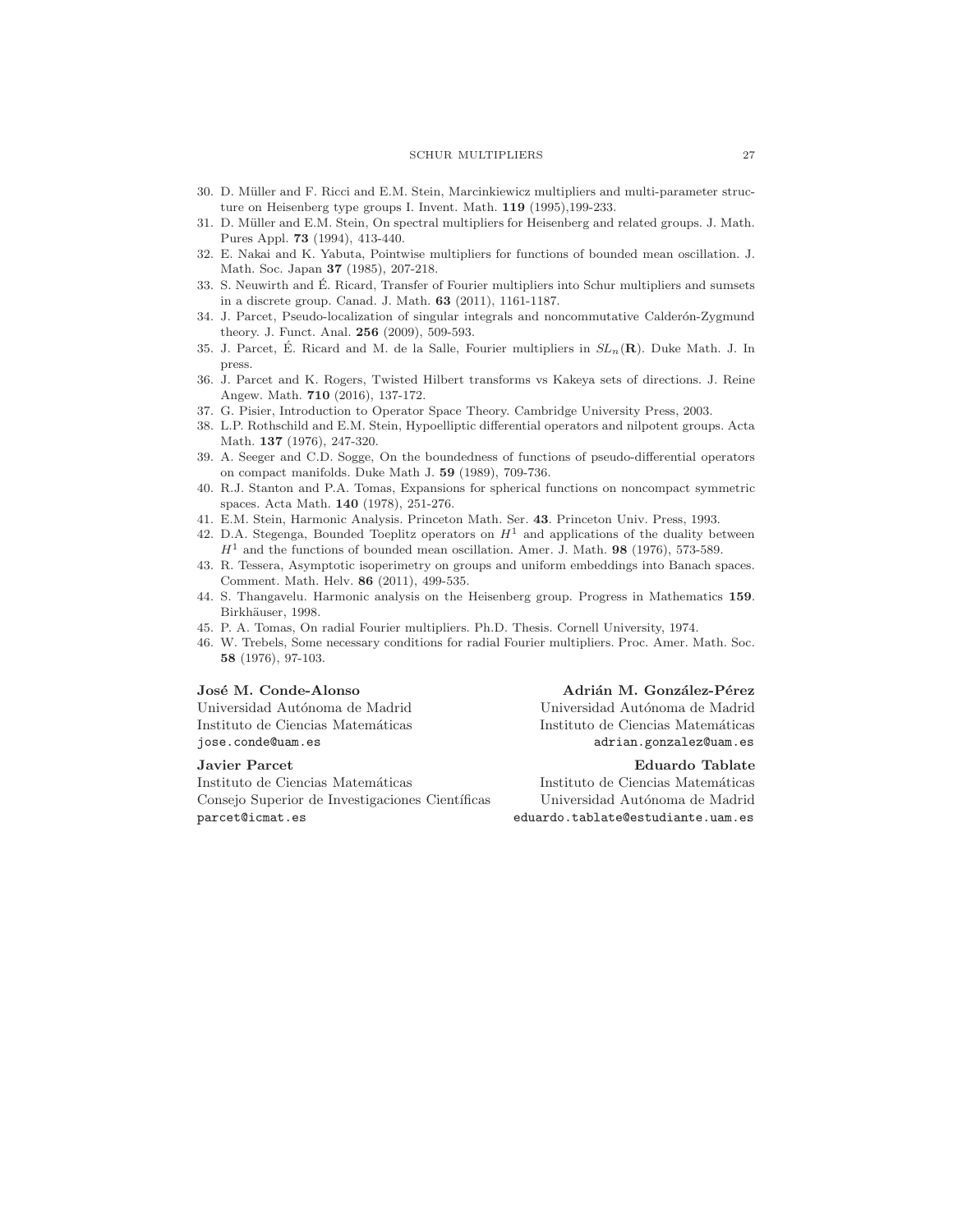30. D. Müller and F. Ricci and E.M. Stein, Marcinkiewicz multipliers and multi-parameter structure on Heisenberg type groups I. Invent. Math. **119** (1995),199-233.
31. D. Müller and E.M. Stein, On spectral multipliers for Heisenberg and related groups. J. Math. Pures Appl. **73** (1994), 413-440.
32. E. Nakai and K. Yabuta, Pointwise multipliers for functions of bounded mean oscillation. J. Math. Soc. Japan **37** (1985), 207-218.
33. S. Neuwirth and É. Ricard, Transfer of Fourier multipliers into Schur multipliers and sumsets in a discrete group. Canad. J. Math. **63** (2011), 1161-1187.
34. J. Parcet, Pseudo-localization of singular integrals and noncommutative Calderón-Zygmund theory. J. Funct. Anal. **256** (2009), 509-593.
35. J. Parcet, É. Ricard and M. de la Salle, Fourier multipliers in $SL_n(\mathbf{R})$. Duke Math. J. In press.
36. J. Parcet and K. Rogers, Twisted Hilbert transforms vs Kakeya sets of directions. J. Reine Angew. Math. **710** (2016), 137-172.
37. G. Pisier, Introduction to Operator Space Theory. Cambridge University Press, 2003.
38. L.P. Rothschild and E.M. Stein, Hypoelliptic differential operators and nilpotent groups. Acta Math. **137** (1976), 247-320.
39. A. Seeger and C.D. Sogge, On the boundedness of functions of pseudo-differential operators on compact manifolds. Duke Math J. **59** (1989), 709-736.
40. R.J. Stanton and P.A. Tomas, Expansions for spherical functions on noncompact symmetric spaces. Acta Math. **140** (1978), 251-276.
41. E.M. Stein, Harmonic Analysis. Princeton Math. Ser. **43**. Princeton Univ. Press, 1993.
42. D.A. Stegenga, Bounded Toeplitz operators on $H^1$ and applications of the duality between $H^1$ and the functions of bounded mean oscillation. Amer. J. Math. **98** (1976), 573-589.
43. R. Tessera, Asymptotic isoperimetry on groups and uniform embeddings into Banach spaces. Comment. Math. Helv. **86** (2011), 499-535.
44. S. Thangavelu. Harmonic analysis on the Heisenberg group. Progress in Mathematics **159**. Birkhäuser, 1998.
45. P. A. Tomas, On radial Fourier multipliers. Ph.D. Thesis. Cornell University, 1974.
46. W. Trebels, Some necessary conditions for radial Fourier multipliers. Proc. Amer. Math. Soc. **58** (1976), 97-103.

**José M. Conde-Alonso**
Universidad Autónoma de Madrid
Instituto de Ciencias Matemáticas
jose.conde@uam.es

**Adrián M. González-Pérez**
Universidad Autónoma de Madrid
Instituto de Ciencias Matemáticas
adrian.gonzalez@uam.es

**Javier Parcet**
Instituto de Ciencias Matemáticas
Consejo Superior de Investigaciones Científicas
parcet@icmat.es

**Eduardo Tablate**
Instituto de Ciencias Matemáticas
Universidad Autónoma de Madrid
eduardo.tablate@estudiante.uam.es